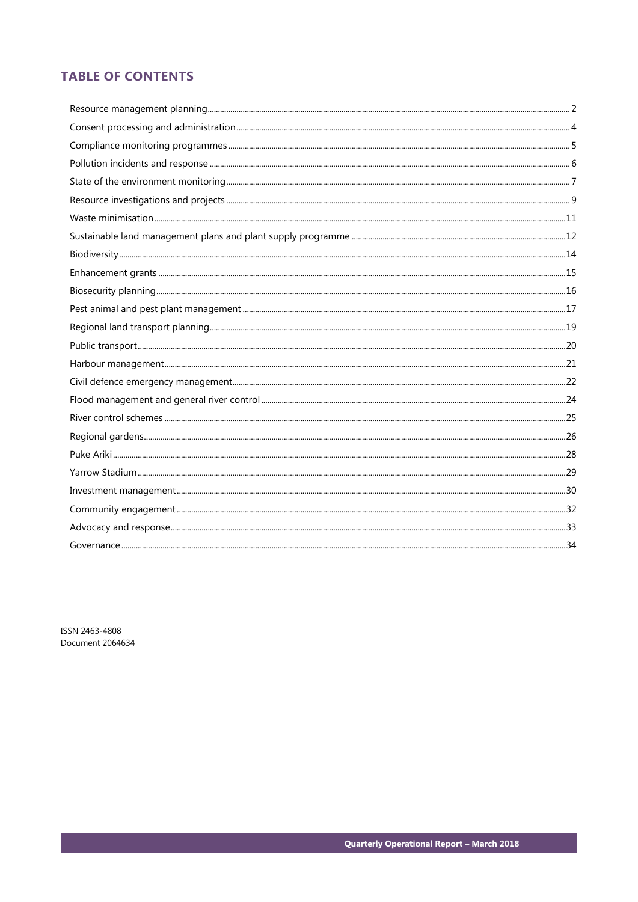## TABLE OF CONTENTS

Resource management planning .... 2
Consent processing and administration .... 4
Compliance monitoring programmes .... 5
Pollution incidents and response .... 6
State of the environment monitoring .... 7
Resource investigations and projects .... 9
Waste minimisation .... 11
Sustainable land management plans and plant supply programme .... 12
Biodiversity .... 14
Enhancement grants .... 15
Biosecurity planning .... 16
Pest animal and pest plant management .... 17
Regional land transport planning .... 19
Public transport .... 20
Harbour management .... 21
Civil defence emergency management .... 22
Flood management and general river control .... 24
River control schemes .... 25
Regional gardens .... 26
Puke Ariki .... 28
Yarrow Stadium .... 29
Investment management .... 30
Community engagement .... 32
Advocacy and response .... 33
Governance .... 34

ISSN 2463-4808
Document 2064634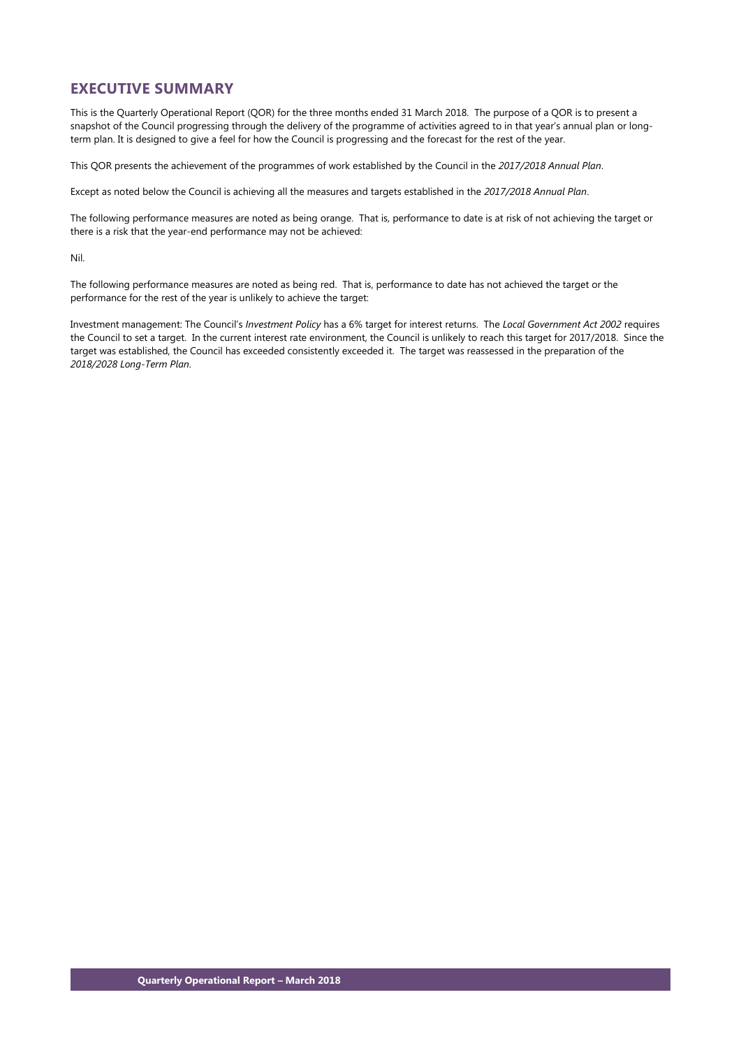## EXECUTIVE SUMMARY

This is the Quarterly Operational Report (QOR) for the three months ended 31 March 2018. The purpose of a QOR is to present a snapshot of the Council progressing through the delivery of the programme of activities agreed to in that year's annual plan or long-term plan. It is designed to give a feel for how the Council is progressing and the forecast for the rest of the year.

This QOR presents the achievement of the programmes of work established by the Council in the *2017/2018 Annual Plan*.

Except as noted below the Council is achieving all the measures and targets established in the *2017/2018 Annual Plan*.

The following performance measures are noted as being orange. That is, performance to date is at risk of not achieving the target or there is a risk that the year-end performance may not be achieved:

Nil.

The following performance measures are noted as being red. That is, performance to date has not achieved the target or the performance for the rest of the year is unlikely to achieve the target:

Investment management: The Council's *Investment Policy* has a 6% target for interest returns. The *Local Government Act 2002* requires the Council to set a target. In the current interest rate environment, the Council is unlikely to reach this target for 2017/2018. Since the target was established, the Council has exceeded consistently exceeded it. The target was reassessed in the preparation of the *2018/2028 Long-Term Plan*.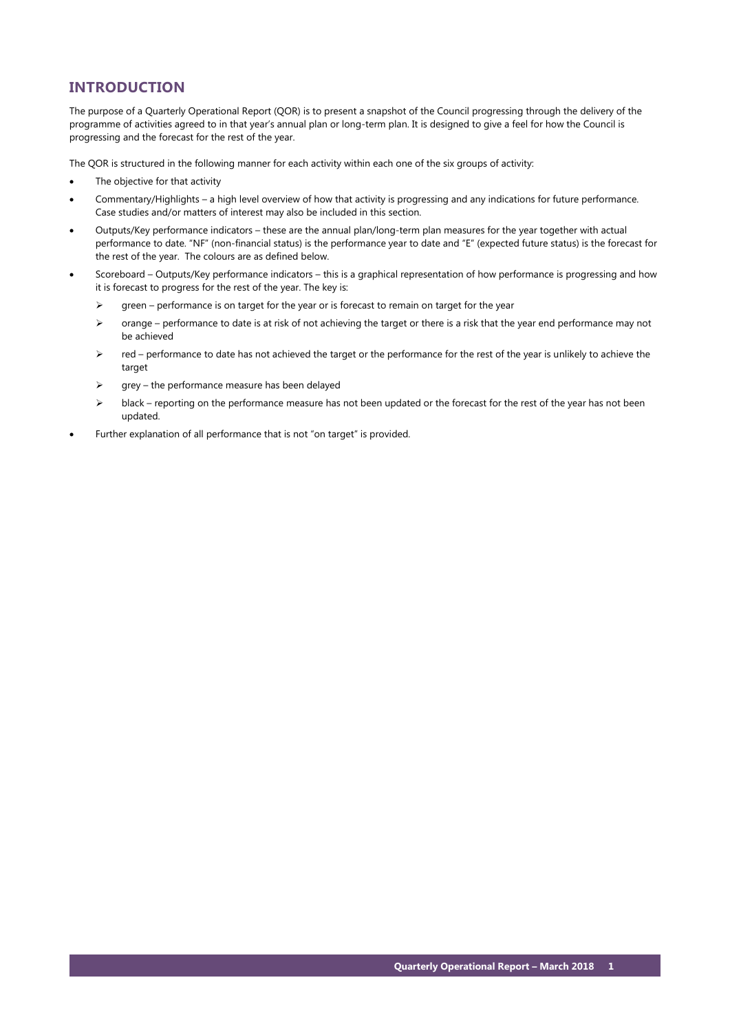## INTRODUCTION

The purpose of a Quarterly Operational Report (QOR) is to present a snapshot of the Council progressing through the delivery of the programme of activities agreed to in that year's annual plan or long-term plan. It is designed to give a feel for how the Council is progressing and the forecast for the rest of the year.

The QOR is structured in the following manner for each activity within each one of the six groups of activity:

- The objective for that activity
- Commentary/Highlights – a high level overview of how that activity is progressing and any indications for future performance. Case studies and/or matters of interest may also be included in this section.
- Outputs/Key performance indicators – these are the annual plan/long-term plan measures for the year together with actual performance to date. "NF" (non-financial status) is the performance year to date and "E" (expected future status) is the forecast for the rest of the year. The colours are as defined below.
- Scoreboard – Outputs/Key performance indicators – this is a graphical representation of how performance is progressing and how it is forecast to progress for the rest of the year. The key is:
  - green – performance is on target for the year or is forecast to remain on target for the year
  - orange – performance to date is at risk of not achieving the target or there is a risk that the year end performance may not be achieved
  - red – performance to date has not achieved the target or the performance for the rest of the year is unlikely to achieve the target
  - grey – the performance measure has been delayed
  - black – reporting on the performance measure has not been updated or the forecast for the rest of the year has not been updated.
- Further explanation of all performance that is not "on target" is provided.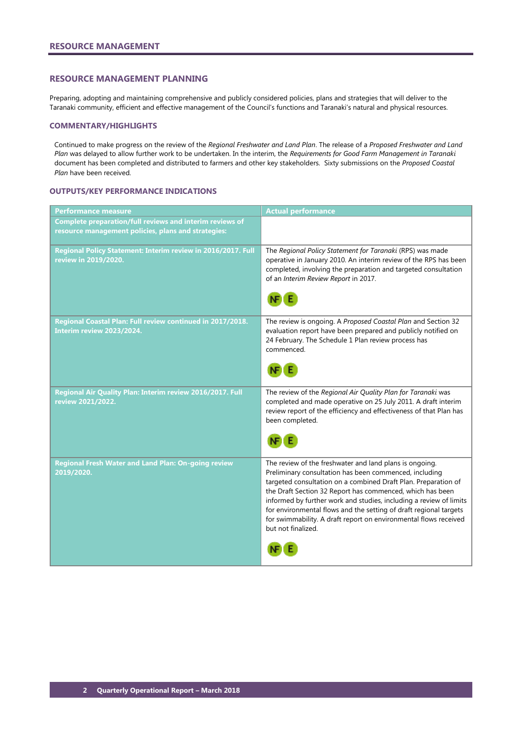## RESOURCE MANAGEMENT

### RESOURCE MANAGEMENT PLANNING

Preparing, adopting and maintaining comprehensive and publicly considered policies, plans and strategies that will deliver to the Taranaki community, efficient and effective management of the Council's functions and Taranaki's natural and physical resources.

#### COMMENTARY/HIGHLIGHTS

Continued to make progress on the review of the *Regional Freshwater and Land Plan*. The release of a *Proposed Freshwater and Land Plan* was delayed to allow further work to be undertaken. In the interim, the *Requirements for Good Farm Management in Taranaki* document has been completed and distributed to farmers and other key stakeholders. Sixty submissions on the *Proposed Coastal Plan* have been received.

#### OUTPUTS/KEY PERFORMANCE INDICATIONS

| Performance measure | Actual performance |
|---|---|
| **Complete preparation/full reviews and interim reviews of resource management policies, plans and strategies:** | |
| **Regional Policy Statement: Interim review in 2016/2017. Full review in 2019/2020.** | The *Regional Policy Statement for Taranaki* (RPS) was made operative in January 2010. An interim review of the RPS has been completed, involving the preparation and targeted consultation of an *Interim Review Report* in 2017. NF E |
| **Regional Coastal Plan: Full review continued in 2017/2018. Interim review 2023/2024.** | The review is ongoing. A *Proposed Coastal Plan* and Section 32 evaluation report have been prepared and publicly notified on 24 February. The Schedule 1 Plan review process has commenced. NF E |
| **Regional Air Quality Plan: Interim review 2016/2017. Full review 2021/2022.** | The review of the *Regional Air Quality Plan for Taranaki* was completed and made operative on 25 July 2011. A draft interim review report of the efficiency and effectiveness of that Plan has been completed. NF E |
| **Regional Fresh Water and Land Plan: On-going review 2019/2020.** | The review of the freshwater and land plans is ongoing. Preliminary consultation has been commenced, including targeted consultation on a combined Draft Plan. Preparation of the Draft Section 32 Report has commenced, which has been informed by further work and studies, including a review of limits for environmental flows and the setting of draft regional targets for swimmability. A draft report on environmental flows received but not finalized. NF E |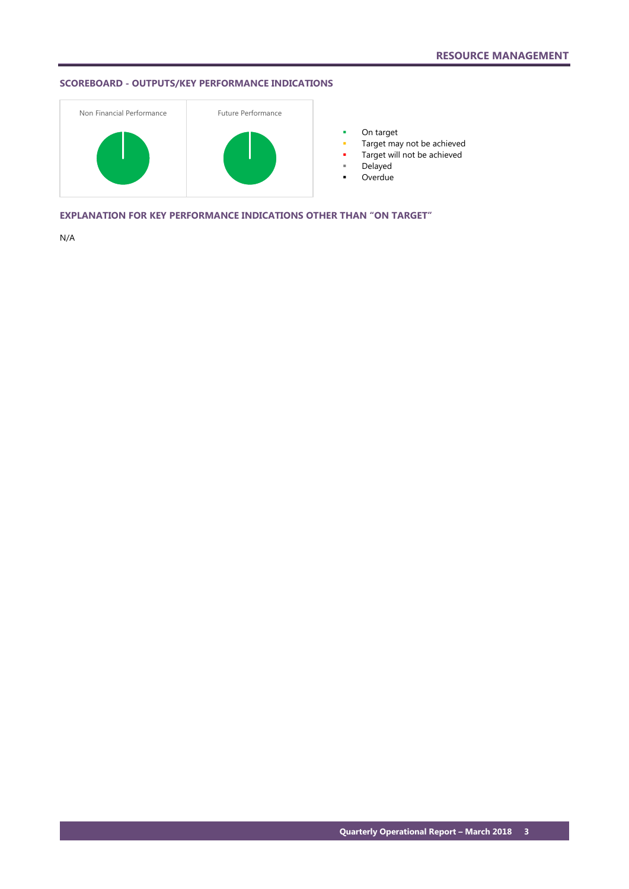# RESOURCE MANAGEMENT

## SCOREBOARD - OUTPUTS/KEY PERFORMANCE INDICATIONS

Non Financial Performance

Future Performance

- On target
- Target may not be achieved
- Target will not be achieved
- Delayed
- Overdue

## EXPLANATION FOR KEY PERFORMANCE INDICATIONS OTHER THAN "ON TARGET"

N/A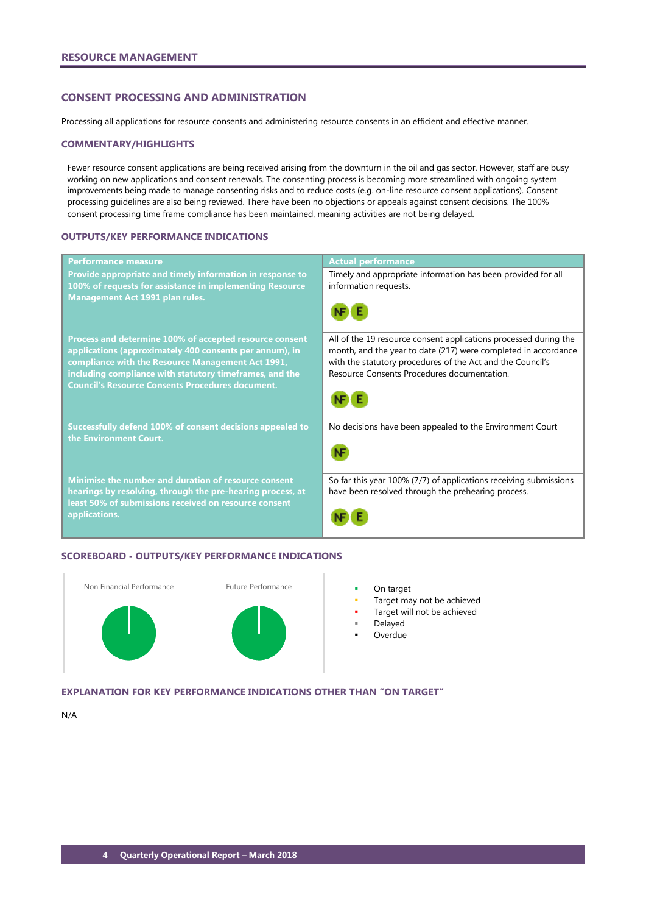## RESOURCE MANAGEMENT

### CONSENT PROCESSING AND ADMINISTRATION

Processing all applications for resource consents and administering resource consents in an efficient and effective manner.

#### COMMENTARY/HIGHLIGHTS

Fewer resource consent applications are being received arising from the downturn in the oil and gas sector. However, staff are busy working on new applications and consent renewals. The consenting process is becoming more streamlined with ongoing system improvements being made to manage consenting risks and to reduce costs (e.g. on-line resource consent applications). Consent processing guidelines are also being reviewed. There have been no objections or appeals against consent decisions. The 100% consent processing time frame compliance has been maintained, meaning activities are not being delayed.

#### OUTPUTS/KEY PERFORMANCE INDICATIONS

| Performance measure | Actual performance |
|---|---|
| **Provide appropriate and timely information in response to 100% of requests for assistance in implementing Resource Management Act 1991 plan rules.** | Timely and appropriate information has been provided for all information requests. NF E |
| **Process and determine 100% of accepted resource consent applications (approximately 400 consents per annum), in compliance with the Resource Management Act 1991, including compliance with statutory timeframes, and the Council's Resource Consents Procedures document.** | All of the 19 resource consent applications processed during the month, and the year to date (217) were completed in accordance with the statutory procedures of the Act and the Council's Resource Consents Procedures documentation. NF E |
| **Successfully defend 100% of consent decisions appealed to the Environment Court.** | No decisions have been appealed to the Environment Court NF |
| **Minimise the number and duration of resource consent hearings by resolving, through the pre-hearing process, at least 50% of submissions received on resource consent applications.** | So far this year 100% (7/7) of applications receiving submissions have been resolved through the prehearing process. NF E |

#### SCOREBOARD - OUTPUTS/KEY PERFORMANCE INDICATIONS

| Non Financial Performance | Future Performance |
|---|---|
| | |

- On target
- Target may not be achieved
- Target will not be achieved
- Delayed
- Overdue

#### EXPLANATION FOR KEY PERFORMANCE INDICATIONS OTHER THAN "ON TARGET"

N/A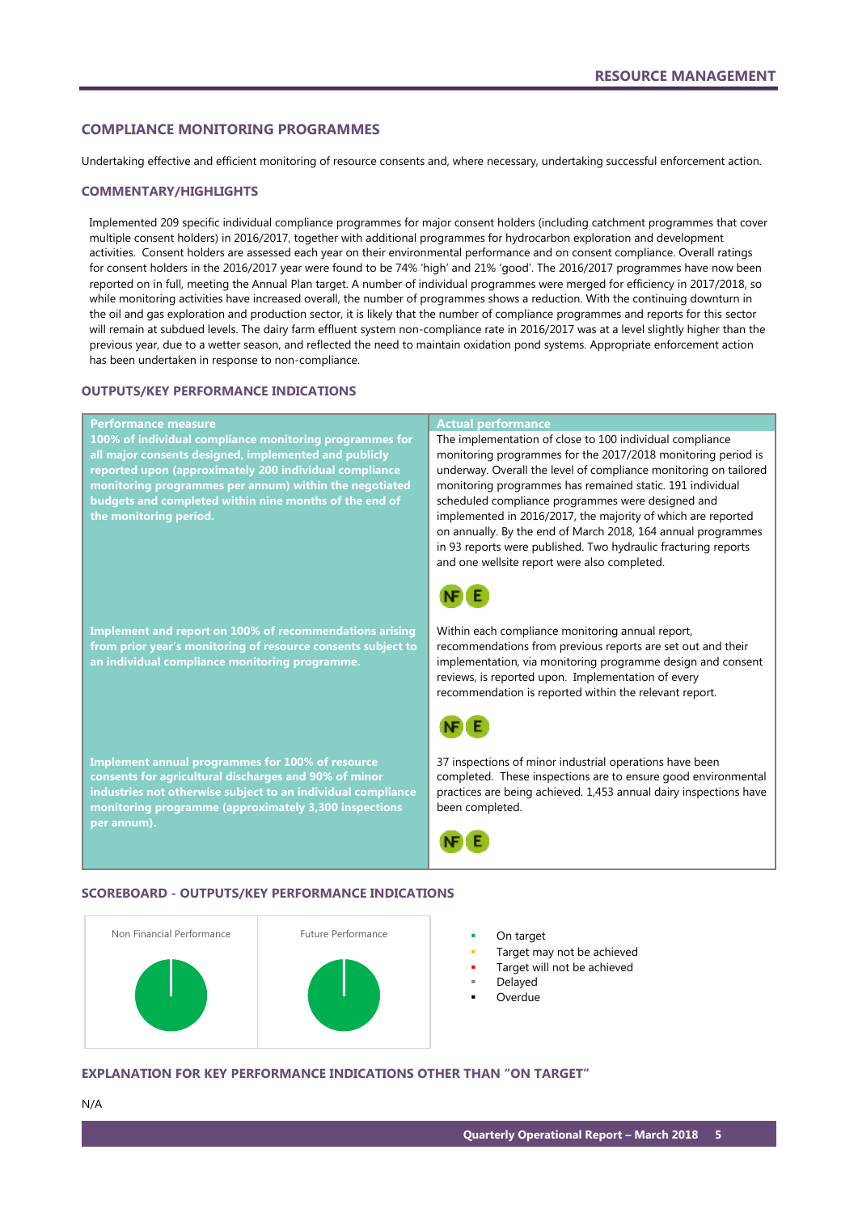## COMPLIANCE MONITORING PROGRAMMES

Undertaking effective and efficient monitoring of resource consents and, where necessary, undertaking successful enforcement action.

### COMMENTARY/HIGHLIGHTS

Implemented 209 specific individual compliance programmes for major consent holders (including catchment programmes that cover multiple consent holders) in 2016/2017, together with additional programmes for hydrocarbon exploration and development activities. Consent holders are assessed each year on their environmental performance and on consent compliance. Overall ratings for consent holders in the 2016/2017 year were found to be 74% 'high' and 21% 'good'. The 2016/2017 programmes have now been reported on in full, meeting the Annual Plan target. A number of individual programmes were merged for efficiency in 2017/2018, so while monitoring activities have increased overall, the number of programmes shows a reduction. With the continuing downturn in the oil and gas exploration and production sector, it is likely that the number of compliance programmes and reports for this sector will remain at subdued levels. The dairy farm effluent system non-compliance rate in 2016/2017 was at a level slightly higher than the previous year, due to a wetter season, and reflected the need to maintain oxidation pond systems. Appropriate enforcement action has been undertaken in response to non-compliance.

### OUTPUTS/KEY PERFORMANCE INDICATIONS

| Performance measure | Actual performance |
|---|---|
| **100% of individual compliance monitoring programmes for all major consents designed, implemented and publicly reported upon (approximately 200 individual compliance monitoring programmes per annum) within the negotiated budgets and completed within nine months of the end of the monitoring period.** | The implementation of close to 100 individual compliance monitoring programmes for the 2017/2018 monitoring period is underway. Overall the level of compliance monitoring on tailored monitoring programmes has remained static. 191 individual scheduled compliance programmes were designed and implemented in 2016/2017, the majority of which are reported on annually. By the end of March 2018, 164 annual programmes in 93 reports were published. Two hydraulic fracturing reports and one wellsite report were also completed. NF E |
| **Implement and report on 100% of recommendations arising from prior year's monitoring of resource consents subject to an individual compliance monitoring programme.** | Within each compliance monitoring annual report, recommendations from previous reports are set out and their implementation, via monitoring programme design and consent reviews, is reported upon. Implementation of every recommendation is reported within the relevant report. NF E |
| **Implement annual programmes for 100% of resource consents for agricultural discharges and 90% of minor industries not otherwise subject to an individual compliance monitoring programme (approximately 3,300 inspections per annum).** | 37 inspections of minor industrial operations have been completed. These inspections are to ensure good environmental practices are being achieved. 1,453 annual dairy inspections have been completed. NF E |

### SCOREBOARD - OUTPUTS/KEY PERFORMANCE INDICATIONS

Non Financial Performance

Future Performance

- On target
- Target may not be achieved
- Target will not be achieved
- Delayed
- Overdue

### EXPLANATION FOR KEY PERFORMANCE INDICATIONS OTHER THAN "ON TARGET"

N/A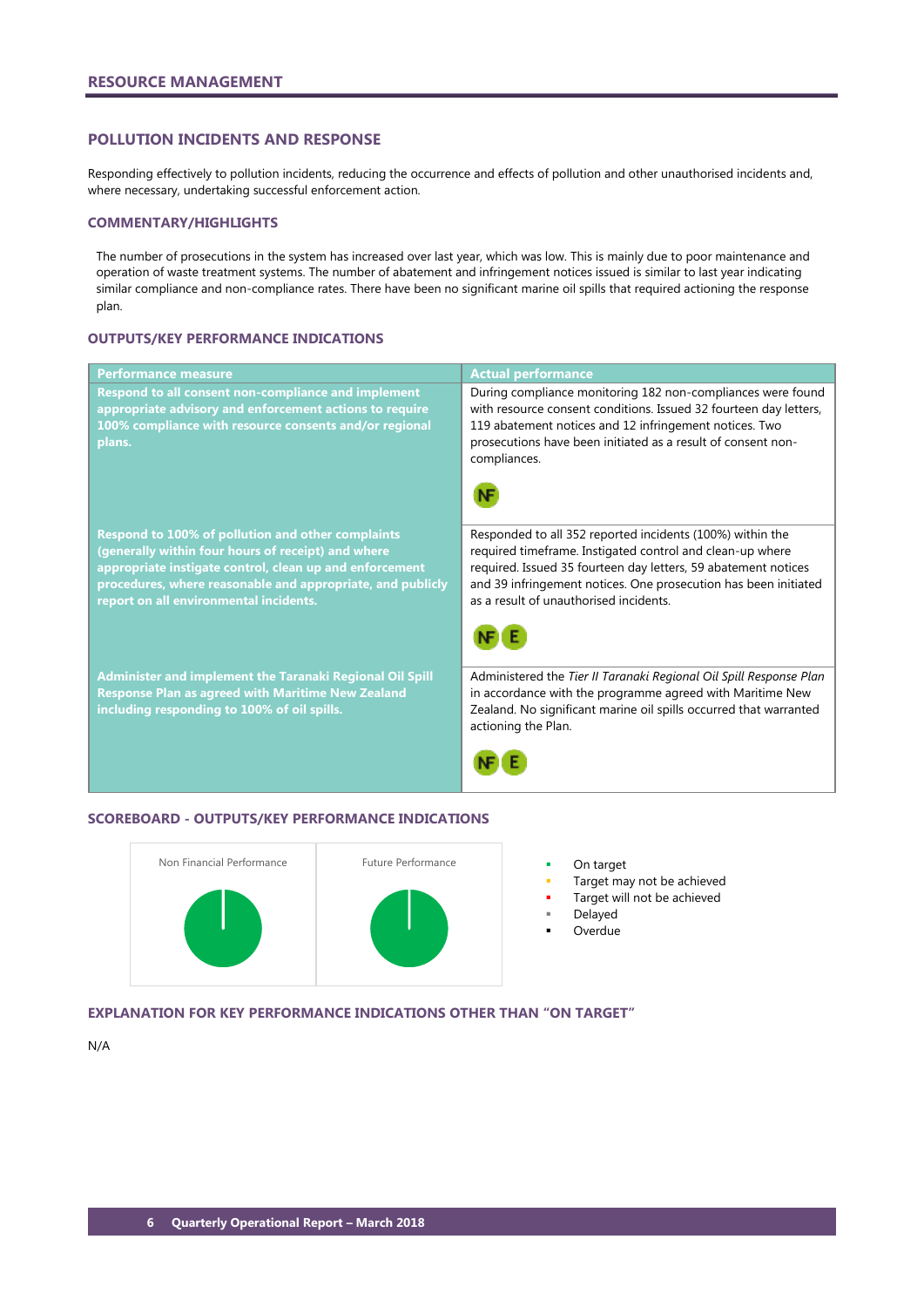## RESOURCE MANAGEMENT

### POLLUTION INCIDENTS AND RESPONSE

Responding effectively to pollution incidents, reducing the occurrence and effects of pollution and other unauthorised incidents and, where necessary, undertaking successful enforcement action.

#### COMMENTARY/HIGHLIGHTS

The number of prosecutions in the system has increased over last year, which was low. This is mainly due to poor maintenance and operation of waste treatment systems. The number of abatement and infringement notices issued is similar to last year indicating similar compliance and non-compliance rates. There have been no significant marine oil spills that required actioning the response plan.

#### OUTPUTS/KEY PERFORMANCE INDICATIONS

| Performance measure | Actual performance |
|---|---|
| **Respond to all consent non-compliance and implement appropriate advisory and enforcement actions to require 100% compliance with resource consents and/or regional plans.** | During compliance monitoring 182 non-compliances were found with resource consent conditions. Issued 32 fourteen day letters, 119 abatement notices and 12 infringement notices. Two prosecutions have been initiated as a result of consent non-compliances. NF |
| **Respond to 100% of pollution and other complaints (generally within four hours of receipt) and where appropriate instigate control, clean up and enforcement procedures, where reasonable and appropriate, and publicly report on all environmental incidents.** | Responded to all 352 reported incidents (100%) within the required timeframe. Instigated control and clean-up where required. Issued 35 fourteen day letters, 59 abatement notices and 39 infringement notices. One prosecution has been initiated as a result of unauthorised incidents. NF E |
| **Administer and implement the Taranaki Regional Oil Spill Response Plan as agreed with Maritime New Zealand including responding to 100% of oil spills.** | Administered the *Tier II Taranaki Regional Oil Spill Response Plan* in accordance with the programme agreed with Maritime New Zealand. No significant marine oil spills occurred that warranted actioning the Plan. NF E |

#### SCOREBOARD - OUTPUTS/KEY PERFORMANCE INDICATIONS

Non Financial Performance | Future Performance

- On target
- Target may not be achieved
- Target will not be achieved
- Delayed
- Overdue

#### EXPLANATION FOR KEY PERFORMANCE INDICATIONS OTHER THAN "ON TARGET"

N/A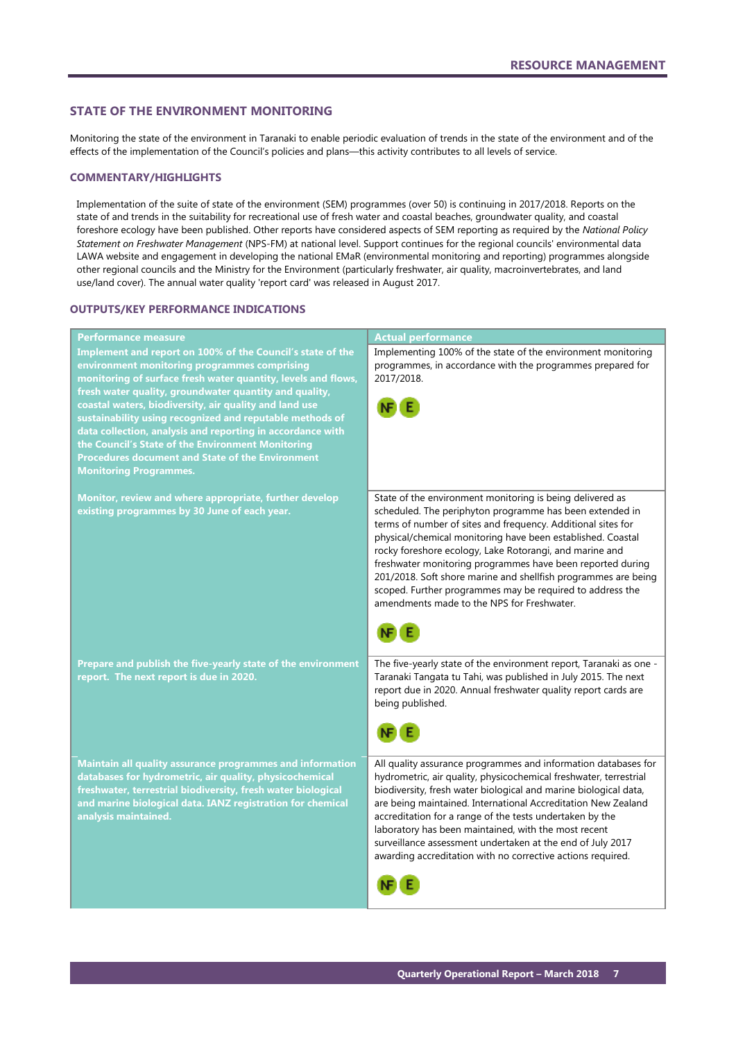## STATE OF THE ENVIRONMENT MONITORING

Monitoring the state of the environment in Taranaki to enable periodic evaluation of trends in the state of the environment and of the effects of the implementation of the Council's policies and plans—this activity contributes to all levels of service.

### COMMENTARY/HIGHLIGHTS

Implementation of the suite of state of the environment (SEM) programmes (over 50) is continuing in 2017/2018. Reports on the state of and trends in the suitability for recreational use of fresh water and coastal beaches, groundwater quality, and coastal foreshore ecology have been published. Other reports have considered aspects of SEM reporting as required by the *National Policy Statement on Freshwater Management* (NPS-FM) at national level. Support continues for the regional councils' environmental data LAWA website and engagement in developing the national EMaR (environmental monitoring and reporting) programmes alongside other regional councils and the Ministry for the Environment (particularly freshwater, air quality, macroinvertebrates, and land use/land cover). The annual water quality 'report card' was released in August 2017.

### OUTPUTS/KEY PERFORMANCE INDICATIONS

| Performance measure | Actual performance |
|---|---|
| **Implement and report on 100% of the Council's state of the environment monitoring programmes comprising monitoring of surface fresh water quantity, levels and flows, fresh water quality, groundwater quantity and quality, coastal waters, biodiversity, air quality and land use sustainability using recognized and reputable methods of data collection, analysis and reporting in accordance with the Council's State of the Environment Monitoring Procedures document and State of the Environment Monitoring Programmes.** | Implementing 100% of the state of the environment monitoring programmes, in accordance with the programmes prepared for 2017/2018. NF E |
| **Monitor, review and where appropriate, further develop existing programmes by 30 June of each year.** | State of the environment monitoring is being delivered as scheduled. The periphyton programme has been extended in terms of number of sites and frequency. Additional sites for physical/chemical monitoring have been established. Coastal rocky foreshore ecology, Lake Rotorangi, and marine and freshwater monitoring programmes have been reported during 201/2018. Soft shore marine and shellfish programmes are being scoped. Further programmes may be required to address the amendments made to the NPS for Freshwater. NF E |
| **Prepare and publish the five-yearly state of the environment report. The next report is due in 2020.** | The five-yearly state of the environment report, Taranaki as one - Taranaki Tangata tu Tahi, was published in July 2015. The next report due in 2020. Annual freshwater quality report cards are being published. NF E |
| **Maintain all quality assurance programmes and information databases for hydrometric, air quality, physicochemical freshwater, terrestrial biodiversity, fresh water biological and marine biological data. IANZ registration for chemical analysis maintained.** | All quality assurance programmes and information databases for hydrometric, air quality, physicochemical freshwater, terrestrial biodiversity, fresh water biological and marine biological data, are being maintained. International Accreditation New Zealand accreditation for a range of the tests undertaken by the laboratory has been maintained, with the most recent surveillance assessment undertaken at the end of July 2017 awarding accreditation with no corrective actions required. NF E |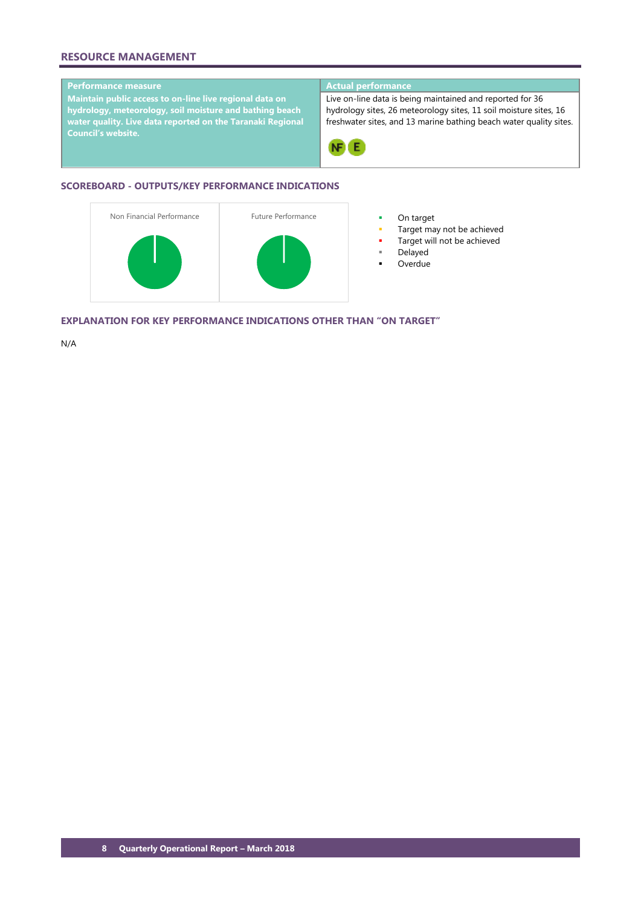## RESOURCE MANAGEMENT

| Performance measure | Actual performance |
|---|---|
| **Maintain public access to on-line live regional data on hydrology, meteorology, soil moisture and bathing beach water quality. Live data reported on the Taranaki Regional Council's website.** | Live on-line data is being maintained and reported for 36 hydrology sites, 26 meteorology sites, 11 soil moisture sites, 16 freshwater sites, and 13 marine bathing beach water quality sites. NF E |

### SCOREBOARD - OUTPUTS/KEY PERFORMANCE INDICATIONS

Non Financial Performance

Future Performance

- On target
- Target may not be achieved
- Target will not be achieved
- Delayed
- Overdue

### EXPLANATION FOR KEY PERFORMANCE INDICATIONS OTHER THAN "ON TARGET"

N/A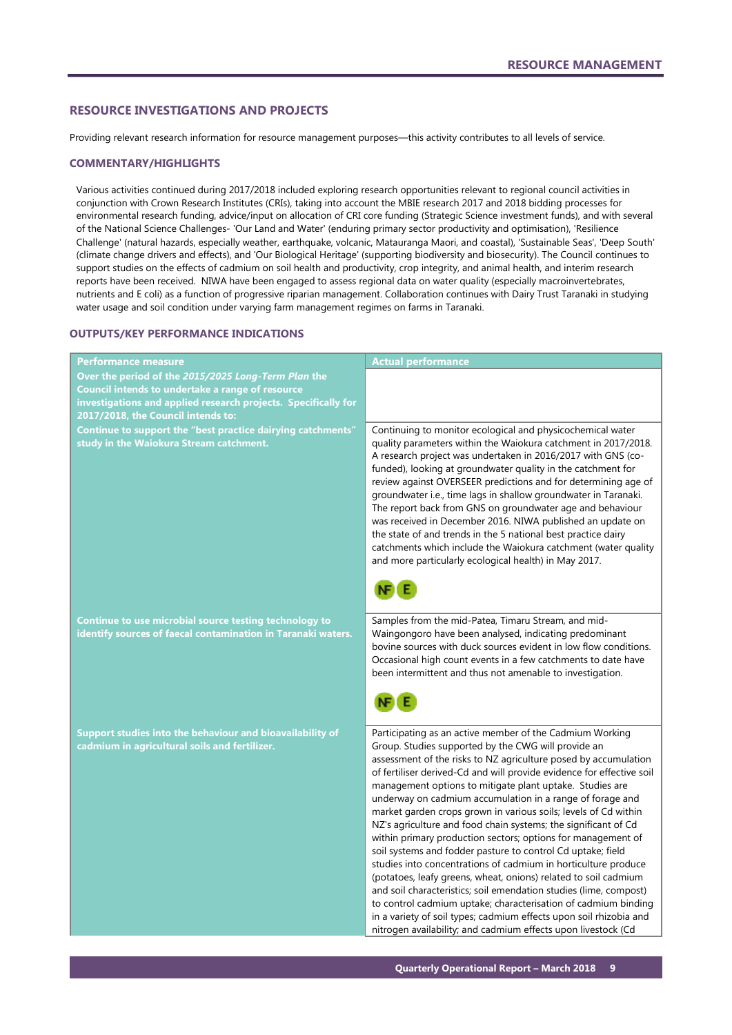## RESOURCE INVESTIGATIONS AND PROJECTS

Providing relevant research information for resource management purposes—this activity contributes to all levels of service.

### COMMENTARY/HIGHLIGHTS

Various activities continued during 2017/2018 included exploring research opportunities relevant to regional council activities in conjunction with Crown Research Institutes (CRIs), taking into account the MBIE research 2017 and 2018 bidding processes for environmental research funding, advice/input on allocation of CRI core funding (Strategic Science investment funds), and with several of the National Science Challenges- 'Our Land and Water' (enduring primary sector productivity and optimisation), 'Resilience Challenge' (natural hazards, especially weather, earthquake, volcanic, Matauranga Maori, and coastal), 'Sustainable Seas', 'Deep South' (climate change drivers and effects), and 'Our Biological Heritage' (supporting biodiversity and biosecurity). The Council continues to support studies on the effects of cadmium on soil health and productivity, crop integrity, and animal health, and interim research reports have been received. NIWA have been engaged to assess regional data on water quality (especially macroinvertebrates, nutrients and E coli) as a function of progressive riparian management. Collaboration continues with Dairy Trust Taranaki in studying water usage and soil condition under varying farm management regimes on farms in Taranaki.

### OUTPUTS/KEY PERFORMANCE INDICATIONS

| Performance measure | Actual performance |
|---|---|
| **Over the period of the *2015/2025 Long-Term Plan* the Council intends to undertake a range of resource investigations and applied research projects. Specifically for 2017/2018, the Council intends to:** | |
| **Continue to support the "best practice dairying catchments" study in the Waiokura Stream catchment.** | Continuing to monitor ecological and physicochemical water quality parameters within the Waiokura catchment in 2017/2018. A research project was undertaken in 2016/2017 with GNS (co-funded), looking at groundwater quality in the catchment for review against OVERSEER predictions and for determining age of groundwater i.e., time lags in shallow groundwater in Taranaki. The report back from GNS on groundwater age and behaviour was received in December 2016. NIWA published an update on the state of and trends in the 5 national best practice dairy catchments which include the Waiokura catchment (water quality and more particularly ecological health) in May 2017. NF E |
| **Continue to use microbial source testing technology to identify sources of faecal contamination in Taranaki waters.** | Samples from the mid-Patea, Timaru Stream, and mid-Waingongoro have been analysed, indicating predominant bovine sources with duck sources evident in low flow conditions. Occasional high count events in a few catchments to date have been intermittent and thus not amenable to investigation. NF E |
| **Support studies into the behaviour and bioavailability of cadmium in agricultural soils and fertilizer.** | Participating as an active member of the Cadmium Working Group. Studies supported by the CWG will provide an assessment of the risks to NZ agriculture posed by accumulation of fertiliser derived-Cd and will provide evidence for effective soil management options to mitigate plant uptake. Studies are underway on cadmium accumulation in a range of forage and market garden crops grown in various soils; levels of Cd within NZ's agriculture and food chain systems; the significant of Cd within primary production sectors; options for management of soil systems and fodder pasture to control Cd uptake; field studies into concentrations of cadmium in horticulture produce (potatoes, leafy greens, wheat, onions) related to soil cadmium and soil characteristics; soil emendation studies (lime, compost) to control cadmium uptake; characterisation of cadmium binding in a variety of soil types; cadmium effects upon soil rhizobia and nitrogen availability; and cadmium effects upon livestock (Cd |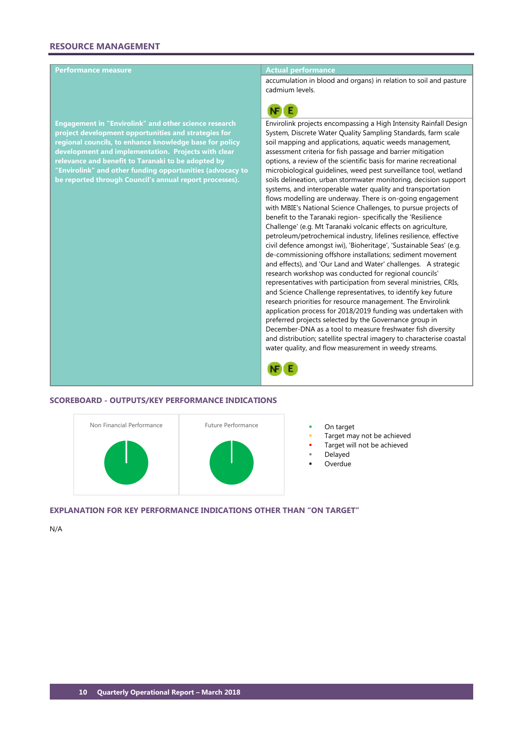## RESOURCE MANAGEMENT

| Performance measure | Actual performance |
|---|---|
| | accumulation in blood and organs) in relation to soil and pasture cadmium levels. NF E |
| **Engagement in "Envirolink" and other science research project development opportunities and strategies for regional councils, to enhance knowledge base for policy development and implementation. Projects with clear relevance and benefit to Taranaki to be adopted by "Envirolink" and other funding opportunities (advocacy to be reported through Council's annual report processes).** | Envirolink projects encompassing a High Intensity Rainfall Design System, Discrete Water Quality Sampling Standards, farm scale soil mapping and applications, aquatic weeds management, assessment criteria for fish passage and barrier mitigation options, a review of the scientific basis for marine recreational microbiological guidelines, weed pest surveillance tool, wetland soils delineation, urban stormwater monitoring, decision support systems, and interoperable water quality and transportation flows modelling are underway. There is on-going engagement with MBIE's National Science Challenges, to pursue projects of benefit to the Taranaki region- specifically the 'Resilience Challenge' (e.g. Mt Taranaki volcanic effects on agriculture, petroleum/petrochemical industry, lifelines resilience, effective civil defence amongst iwi), 'Bioheritage', 'Sustainable Seas' (e.g. de-commissioning offshore installations; sediment movement and effects), and 'Our Land and Water' challenges. A strategic research workshop was conducted for regional councils' representatives with participation from several ministries, CRIs, and Science Challenge representatives, to identify key future research priorities for resource management. The Envirolink application process for 2018/2019 funding was undertaken with preferred projects selected by the Governance group in December-DNA as a tool to measure freshwater fish diversity and distribution; satellite spectral imagery to characterise coastal water quality, and flow measurement in weedy streams. NF E |

### SCOREBOARD - OUTPUTS/KEY PERFORMANCE INDICATIONS

Non Financial Performance

Future Performance

- On target
- Target may not be achieved
- Target will not be achieved
- Delayed
- Overdue

### EXPLANATION FOR KEY PERFORMANCE INDICATIONS OTHER THAN "ON TARGET"

N/A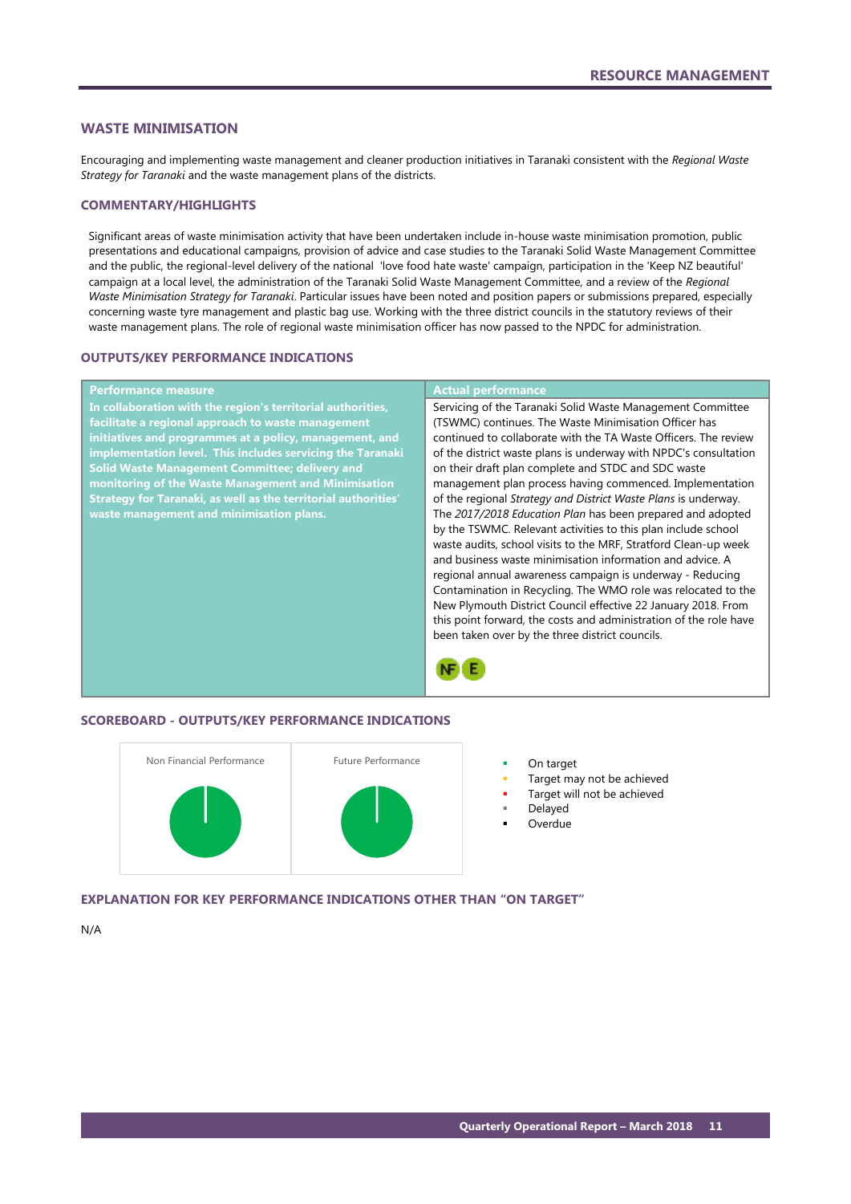## WASTE MINIMISATION

Encouraging and implementing waste management and cleaner production initiatives in Taranaki consistent with the *Regional Waste Strategy for Taranaki* and the waste management plans of the districts.

### COMMENTARY/HIGHLIGHTS

Significant areas of waste minimisation activity that have been undertaken include in-house waste minimisation promotion, public presentations and educational campaigns, provision of advice and case studies to the Taranaki Solid Waste Management Committee and the public, the regional-level delivery of the national 'love food hate waste' campaign, participation in the 'Keep NZ beautiful' campaign at a local level, the administration of the Taranaki Solid Waste Management Committee, and a review of the *Regional Waste Minimisation Strategy for Taranaki*. Particular issues have been noted and position papers or submissions prepared, especially concerning waste tyre management and plastic bag use. Working with the three district councils in the statutory reviews of their waste management plans. The role of regional waste minimisation officer has now passed to the NPDC for administration.

### OUTPUTS/KEY PERFORMANCE INDICATIONS

| Performance measure | Actual performance |
|---|---|
| **In collaboration with the region's territorial authorities, facilitate a regional approach to waste management initiatives and programmes at a policy, management, and implementation level. This includes servicing the Taranaki Solid Waste Management Committee; delivery and monitoring of the Waste Management and Minimisation Strategy for Taranaki, as well as the territorial authorities' waste management and minimisation plans.** | Servicing of the Taranaki Solid Waste Management Committee (TSWMC) continues. The Waste Minimisation Officer has continued to collaborate with the TA Waste Officers. The review of the district waste plans is underway with NPDC's consultation on their draft plan complete and STDC and SDC waste management plan process having commenced. Implementation of the regional *Strategy and District Waste Plans* is underway. The *2017/2018 Education Plan* has been prepared and adopted by the TSWMC. Relevant activities to this plan include school waste audits, school visits to the MRF, Stratford Clean-up week and business waste minimisation information and advice. A regional annual awareness campaign is underway - Reducing Contamination in Recycling. The WMO role was relocated to the New Plymouth District Council effective 22 January 2018. From this point forward, the costs and administration of the role have been taken over by the three district councils. NF E |

### SCOREBOARD - OUTPUTS/KEY PERFORMANCE INDICATIONS

Non Financial Performance

Future Performance

- On target
- Target may not be achieved
- Target will not be achieved
- Delayed
- Overdue

### EXPLANATION FOR KEY PERFORMANCE INDICATIONS OTHER THAN "ON TARGET"

N/A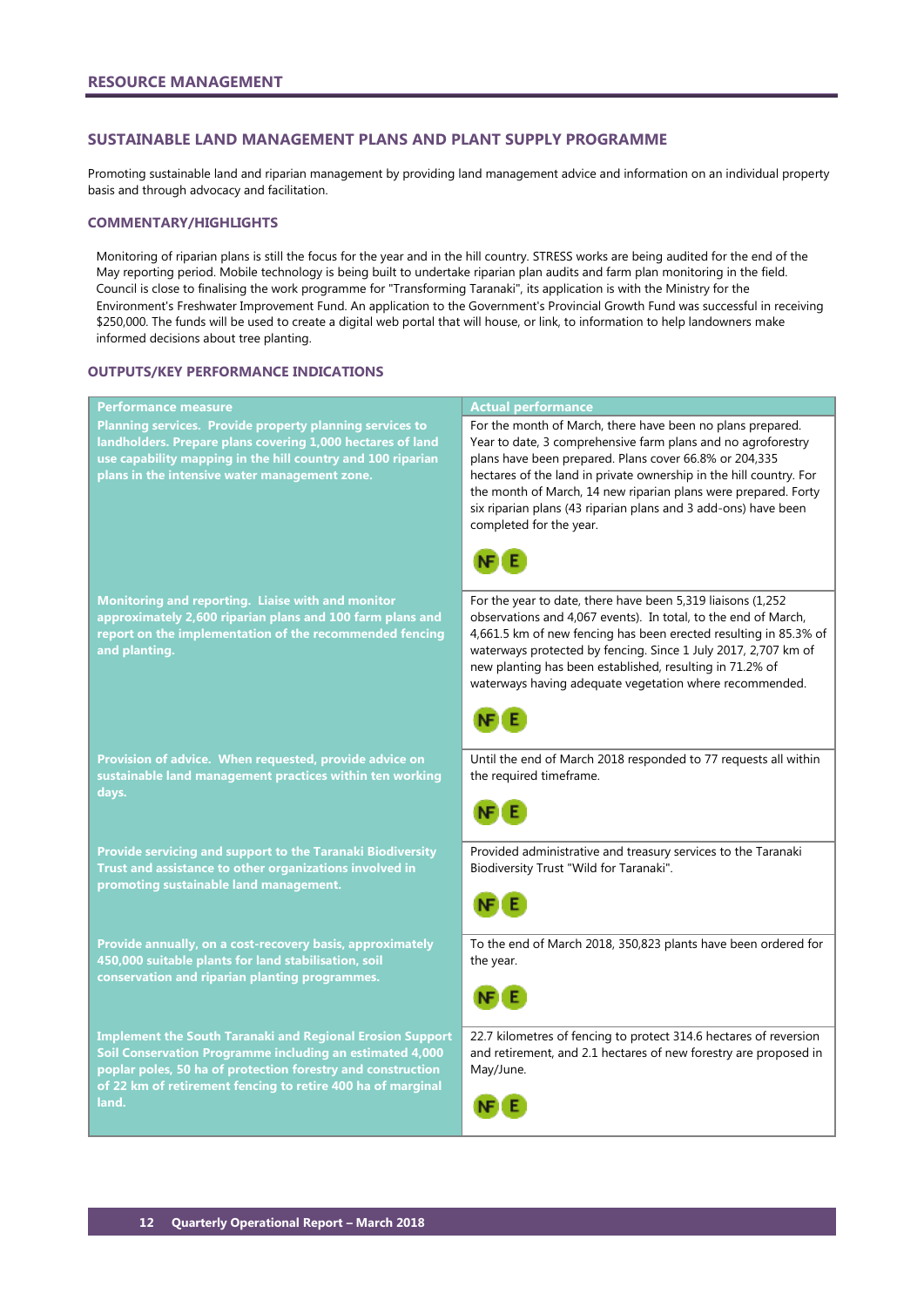## RESOURCE MANAGEMENT

### SUSTAINABLE LAND MANAGEMENT PLANS AND PLANT SUPPLY PROGRAMME

Promoting sustainable land and riparian management by providing land management advice and information on an individual property basis and through advocacy and facilitation.

#### COMMENTARY/HIGHLIGHTS

Monitoring of riparian plans is still the focus for the year and in the hill country. STRESS works are being audited for the end of the May reporting period. Mobile technology is being built to undertake riparian plan audits and farm plan monitoring in the field. Council is close to finalising the work programme for "Transforming Taranaki", its application is with the Ministry for the Environment's Freshwater Improvement Fund. An application to the Government's Provincial Growth Fund was successful in receiving $250,000. The funds will be used to create a digital web portal that will house, or link, to information to help landowners make informed decisions about tree planting.

#### OUTPUTS/KEY PERFORMANCE INDICATIONS

| Performance measure | Actual performance |
|---|---|
| **Planning services. Provide property planning services to landholders. Prepare plans covering 1,000 hectares of land use capability mapping in the hill country and 100 riparian plans in the intensive water management zone.** | For the month of March, there have been no plans prepared. Year to date, 3 comprehensive farm plans and no agroforestry plans have been prepared. Plans cover 66.8% or 204,335 hectares of the land in private ownership in the hill country. For the month of March, 14 new riparian plans were prepared. Forty six riparian plans (43 riparian plans and 3 add-ons) have been completed for the year. NF E |
| **Monitoring and reporting. Liaise with and monitor approximately 2,600 riparian plans and 100 farm plans and report on the implementation of the recommended fencing and planting.** | For the year to date, there have been 5,319 liaisons (1,252 observations and 4,067 events). In total, to the end of March, 4,661.5 km of new fencing has been erected resulting in 85.3% of waterways protected by fencing. Since 1 July 2017, 2,707 km of new planting has been established, resulting in 71.2% of waterways having adequate vegetation where recommended. NF E |
| **Provision of advice. When requested, provide advice on sustainable land management practices within ten working days.** | Until the end of March 2018 responded to 77 requests all within the required timeframe. NF E |
| **Provide servicing and support to the Taranaki Biodiversity Trust and assistance to other organizations involved in promoting sustainable land management.** | Provided administrative and treasury services to the Taranaki Biodiversity Trust "Wild for Taranaki". NF E |
| **Provide annually, on a cost-recovery basis, approximately 450,000 suitable plants for land stabilisation, soil conservation and riparian planting programmes.** | To the end of March 2018, 350,823 plants have been ordered for the year. NF E |
| **Implement the South Taranaki and Regional Erosion Support Soil Conservation Programme including an estimated 4,000 poplar poles, 50 ha of protection forestry and construction of 22 km of retirement fencing to retire 400 ha of marginal land.** | 22.7 kilometres of fencing to protect 314.6 hectares of reversion and retirement, and 2.1 hectares of new forestry are proposed in May/June. NF E |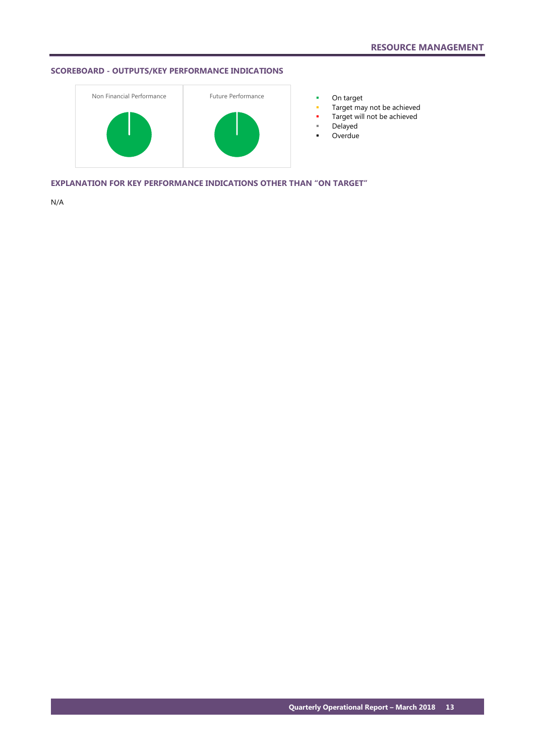## SCOREBOARD - OUTPUTS/KEY PERFORMANCE INDICATIONS

Non Financial Performance

Future Performance

- On target
- Target may not be achieved
- Target will not be achieved
- Delayed
- Overdue

## EXPLANATION FOR KEY PERFORMANCE INDICATIONS OTHER THAN “ON TARGET”

N/A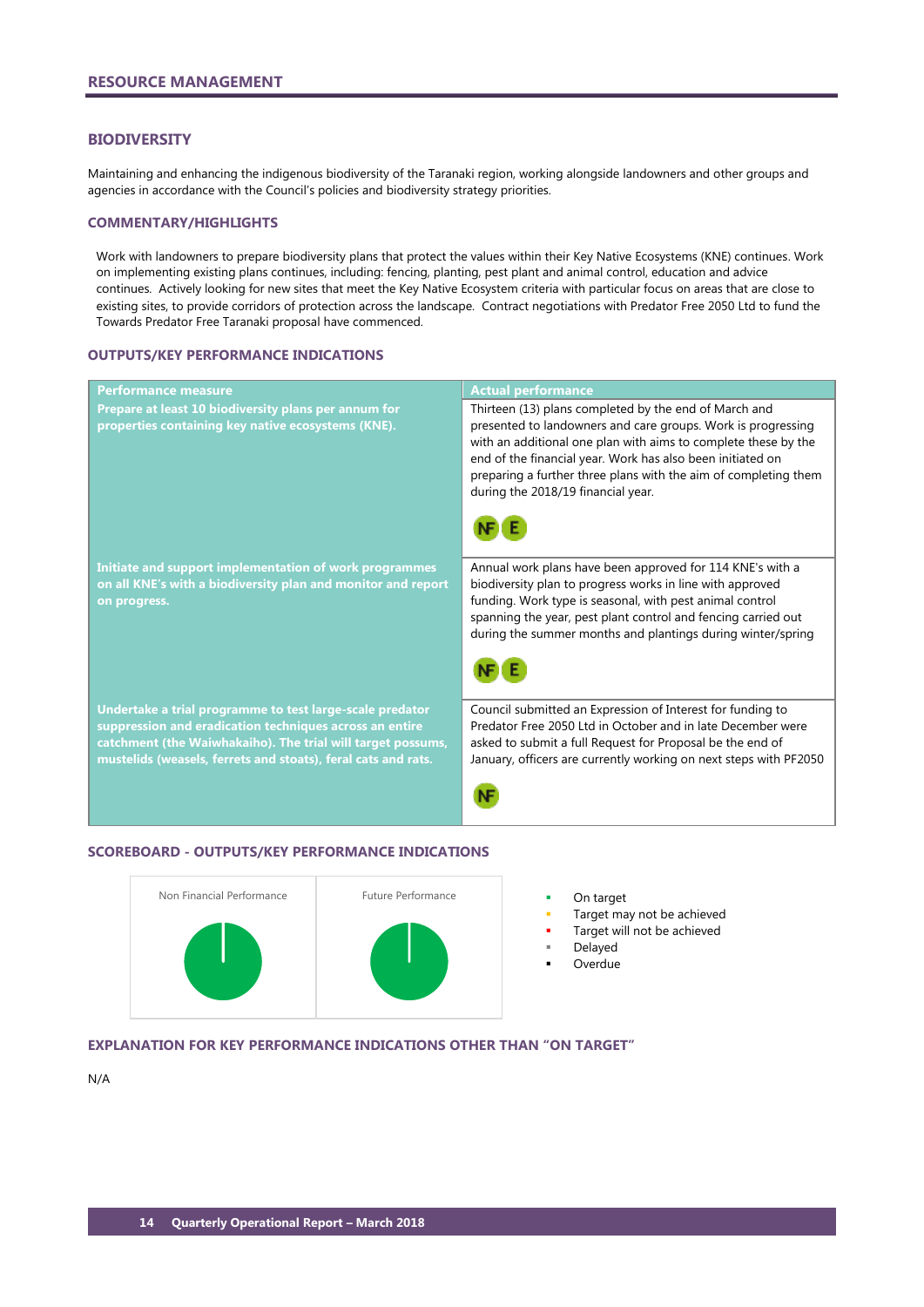## RESOURCE MANAGEMENT

### BIODIVERSITY

Maintaining and enhancing the indigenous biodiversity of the Taranaki region, working alongside landowners and other groups and agencies in accordance with the Council's policies and biodiversity strategy priorities.

#### COMMENTARY/HIGHLIGHTS

Work with landowners to prepare biodiversity plans that protect the values within their Key Native Ecosystems (KNE) continues. Work on implementing existing plans continues, including: fencing, planting, pest plant and animal control, education and advice continues. Actively looking for new sites that meet the Key Native Ecosystem criteria with particular focus on areas that are close to existing sites, to provide corridors of protection across the landscape. Contract negotiations with Predator Free 2050 Ltd to fund the Towards Predator Free Taranaki proposal have commenced.

#### OUTPUTS/KEY PERFORMANCE INDICATIONS

| Performance measure | Actual performance |
|---|---|
| **Prepare at least 10 biodiversity plans per annum for properties containing key native ecosystems (KNE).** | Thirteen (13) plans completed by the end of March and presented to landowners and care groups. Work is progressing with an additional one plan with aims to complete these by the end of the financial year. Work has also been initiated on preparing a further three plans with the aim of completing them during the 2018/19 financial year. NF E |
| **Initiate and support implementation of work programmes on all KNE's with a biodiversity plan and monitor and report on progress.** | Annual work plans have been approved for 114 KNE's with a biodiversity plan to progress works in line with approved funding. Work type is seasonal, with pest animal control spanning the year, pest plant control and fencing carried out during the summer months and plantings during winter/spring NF E |
| **Undertake a trial programme to test large-scale predator suppression and eradication techniques across an entire catchment (the Waiwhakaiho). The trial will target possums, mustelids (weasels, ferrets and stoats), feral cats and rats.** | Council submitted an Expression of Interest for funding to Predator Free 2050 Ltd in October and in late December were asked to submit a full Request for Proposal be the end of January, officers are currently working on next steps with PF2050 NF |

#### SCOREBOARD - OUTPUTS/KEY PERFORMANCE INDICATIONS

Non Financial Performance | Future Performance

- On target
- Target may not be achieved
- Target will not be achieved
- Delayed
- Overdue

#### EXPLANATION FOR KEY PERFORMANCE INDICATIONS OTHER THAN "ON TARGET"

N/A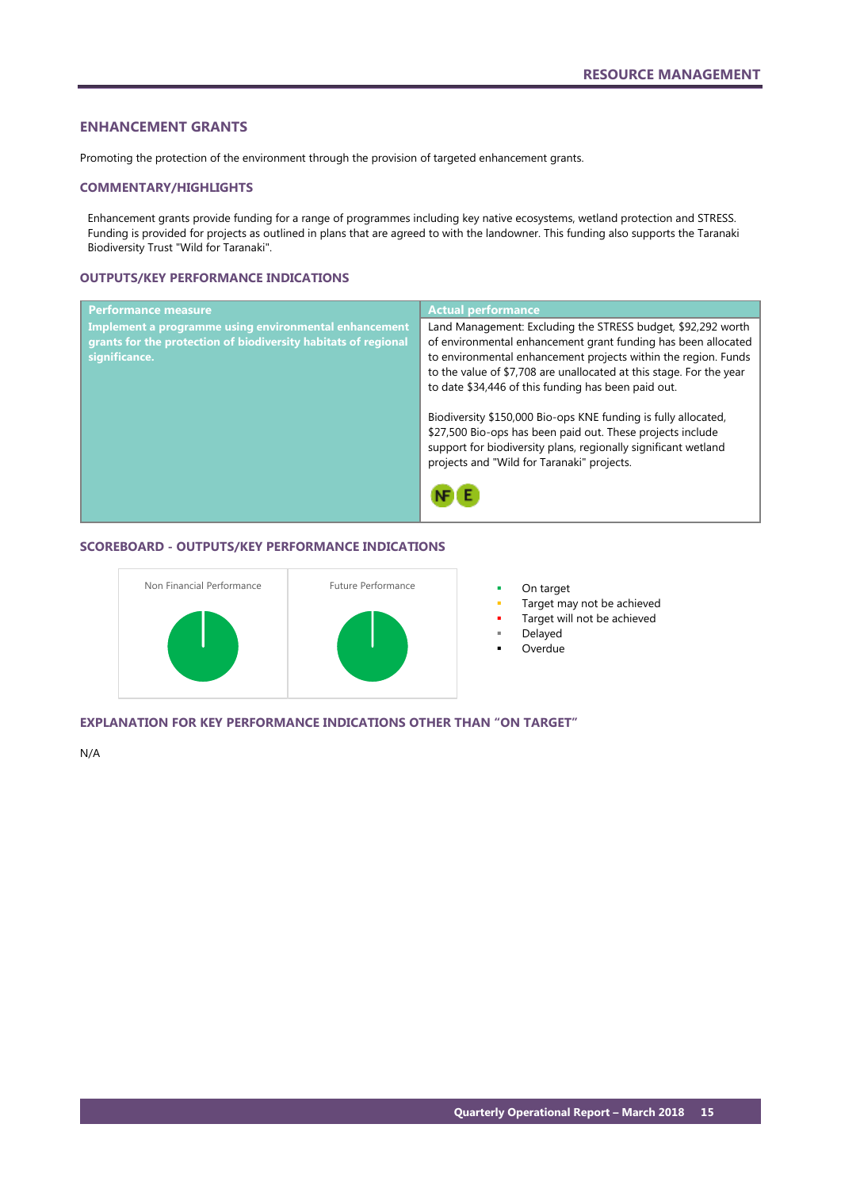## ENHANCEMENT GRANTS

Promoting the protection of the environment through the provision of targeted enhancement grants.

### COMMENTARY/HIGHLIGHTS

Enhancement grants provide funding for a range of programmes including key native ecosystems, wetland protection and STRESS. Funding is provided for projects as outlined in plans that are agreed to with the landowner. This funding also supports the Taranaki Biodiversity Trust "Wild for Taranaki".

### OUTPUTS/KEY PERFORMANCE INDICATIONS

| Performance measure | Actual performance |
|---|---|
| **Implement a programme using environmental enhancement grants for the protection of biodiversity habitats of regional significance.** | Land Management: Excluding the STRESS budget, $92,292 worth of environmental enhancement grant funding has been allocated to environmental enhancement projects within the region. Funds to the value of $7,708 are unallocated at this stage. For the year to date $34,446 of this funding has been paid out.<br><br>Biodiversity $150,000 Bio-ops KNE funding is fully allocated, $27,500 Bio-ops has been paid out. These projects include support for biodiversity plans, regionally significant wetland projects and "Wild for Taranaki" projects.<br><br>NF E |

### SCOREBOARD - OUTPUTS/KEY PERFORMANCE INDICATIONS

Non Financial Performance

Future Performance

- On target
- Target may not be achieved
- Target will not be achieved
- Delayed
- Overdue

### EXPLANATION FOR KEY PERFORMANCE INDICATIONS OTHER THAN "ON TARGET"

N/A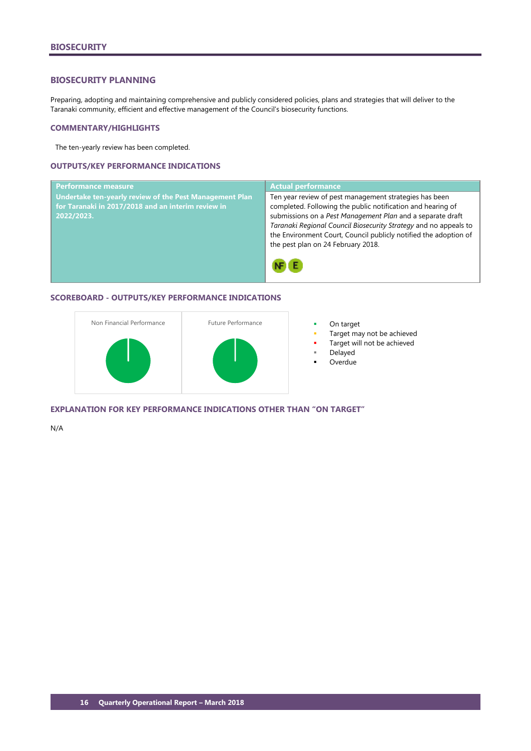# BIOSECURITY

## BIOSECURITY PLANNING

Preparing, adopting and maintaining comprehensive and publicly considered policies, plans and strategies that will deliver to the Taranaki community, efficient and effective management of the Council's biosecurity functions.

### COMMENTARY/HIGHLIGHTS

The ten-yearly review has been completed.

### OUTPUTS/KEY PERFORMANCE INDICATIONS

| Performance measure | Actual performance |
|---|---|
| **Undertake ten-yearly review of the Pest Management Plan for Taranaki in 2017/2018 and an interim review in 2022/2023.** | Ten year review of pest management strategies has been completed. Following the public notification and hearing of submissions on a *Pest Management Plan* and a separate draft *Taranaki Regional Council Biosecurity Strategy* and no appeals to the Environment Court, Council publicly notified the adoption of the pest plan on 24 February 2018. NF E |

### SCOREBOARD - OUTPUTS/KEY PERFORMANCE INDICATIONS

Non Financial Performance

Future Performance

- On target
- Target may not be achieved
- Target will not be achieved
- Delayed
- Overdue

### EXPLANATION FOR KEY PERFORMANCE INDICATIONS OTHER THAN "ON TARGET"

N/A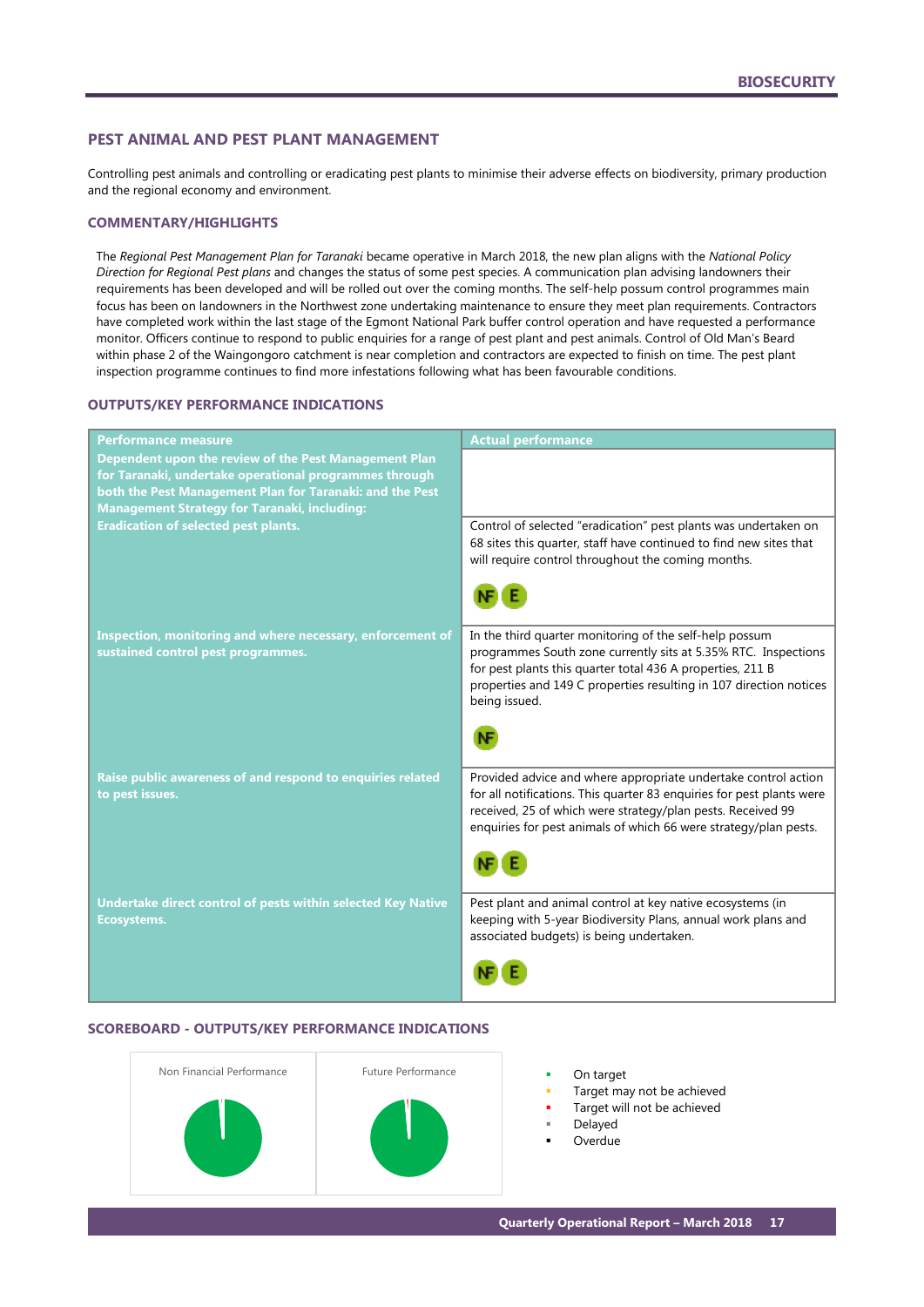## PEST ANIMAL AND PEST PLANT MANAGEMENT

Controlling pest animals and controlling or eradicating pest plants to minimise their adverse effects on biodiversity, primary production and the regional economy and environment.

### COMMENTARY/HIGHLIGHTS

The *Regional Pest Management Plan for Taranaki* became operative in March 2018, the new plan aligns with the *National Policy Direction for Regional Pest plans* and changes the status of some pest species. A communication plan advising landowners their requirements has been developed and will be rolled out over the coming months. The self-help possum control programmes main focus has been on landowners in the Northwest zone undertaking maintenance to ensure they meet plan requirements. Contractors have completed work within the last stage of the Egmont National Park buffer control operation and have requested a performance monitor. Officers continue to respond to public enquiries for a range of pest plant and pest animals. Control of Old Man's Beard within phase 2 of the Waingongoro catchment is near completion and contractors are expected to finish on time. The pest plant inspection programme continues to find more infestations following what has been favourable conditions.

### OUTPUTS/KEY PERFORMANCE INDICATIONS

| Performance measure | Actual performance |
|---|---|
| **Dependent upon the review of the Pest Management Plan for Taranaki, undertake operational programmes through both the Pest Management Plan for Taranaki: and the Pest Management Strategy for Taranaki, including:** | |
| **Eradication of selected pest plants.** | Control of selected "eradication" pest plants was undertaken on 68 sites this quarter, staff have continued to find new sites that will require control throughout the coming months. NF E |
| **Inspection, monitoring and where necessary, enforcement of sustained control pest programmes.** | In the third quarter monitoring of the self-help possum programmes South zone currently sits at 5.35% RTC. Inspections for pest plants this quarter total 436 A properties, 211 B properties and 149 C properties resulting in 107 direction notices being issued. NF |
| **Raise public awareness of and respond to enquiries related to pest issues.** | Provided advice and where appropriate undertake control action for all notifications. This quarter 83 enquiries for pest plants were received, 25 of which were strategy/plan pests. Received 99 enquiries for pest animals of which 66 were strategy/plan pests. NF E |
| **Undertake direct control of pests within selected Key Native Ecosystems.** | Pest plant and animal control at key native ecosystems (in keeping with 5-year Biodiversity Plans, annual work plans and associated budgets) is being undertaken. NF E |

### SCOREBOARD - OUTPUTS/KEY PERFORMANCE INDICATIONS

Non Financial Performance

Future Performance

- On target
- Target may not be achieved
- Target will not be achieved
- Delayed
- Overdue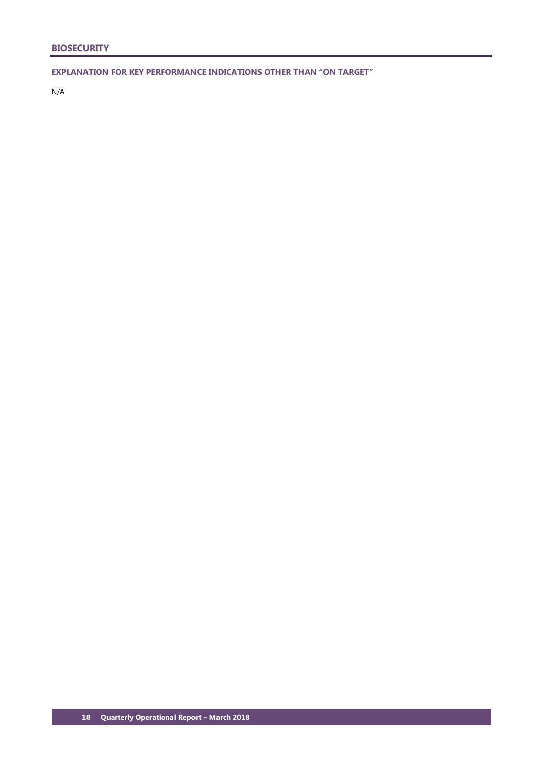## BIOSECURITY

### EXPLANATION FOR KEY PERFORMANCE INDICATIONS OTHER THAN "ON TARGET"

N/A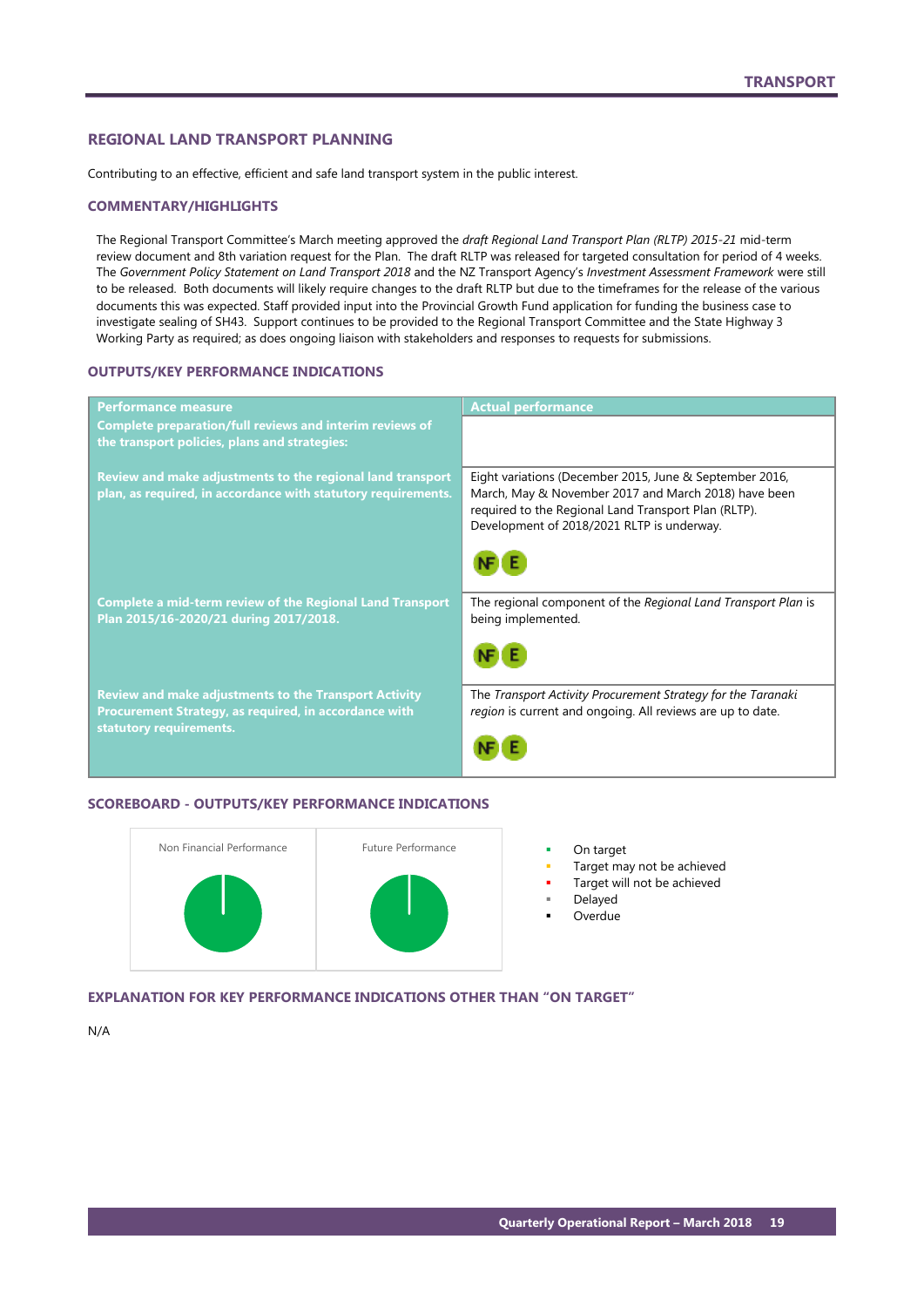## REGIONAL LAND TRANSPORT PLANNING

Contributing to an effective, efficient and safe land transport system in the public interest.

### COMMENTARY/HIGHLIGHTS

The Regional Transport Committee's March meeting approved the *draft Regional Land Transport Plan (RLTP) 2015-21* mid-term review document and 8th variation request for the Plan. The draft RLTP was released for targeted consultation for period of 4 weeks. The *Government Policy Statement on Land Transport 2018* and the NZ Transport Agency's *Investment Assessment Framework* were still to be released. Both documents will likely require changes to the draft RLTP but due to the timeframes for the release of the various documents this was expected. Staff provided input into the Provincial Growth Fund application for funding the business case to investigate sealing of SH43. Support continues to be provided to the Regional Transport Committee and the State Highway 3 Working Party as required; as does ongoing liaison with stakeholders and responses to requests for submissions.

### OUTPUTS/KEY PERFORMANCE INDICATIONS

| Performance measure | Actual performance |
|---|---|
| **Complete preparation/full reviews and interim reviews of the transport policies, plans and strategies:** | |
| **Review and make adjustments to the regional land transport plan, as required, in accordance with statutory requirements.** | Eight variations (December 2015, June & September 2016, March, May & November 2017 and March 2018) have been required to the Regional Land Transport Plan (RLTP). Development of 2018/2021 RLTP is underway. NF E |
| **Complete a mid-term review of the Regional Land Transport Plan 2015/16-2020/21 during 2017/2018.** | The regional component of the *Regional Land Transport Plan* is being implemented. NF E |
| **Review and make adjustments to the Transport Activity Procurement Strategy, as required, in accordance with statutory requirements.** | The *Transport Activity Procurement Strategy for the Taranaki region* is current and ongoing. All reviews are up to date. NF E |

### SCOREBOARD - OUTPUTS/KEY PERFORMANCE INDICATIONS

Non Financial Performance | Future Performance

- On target
- Target may not be achieved
- Target will not be achieved
- Delayed
- Overdue

### EXPLANATION FOR KEY PERFORMANCE INDICATIONS OTHER THAN "ON TARGET"

N/A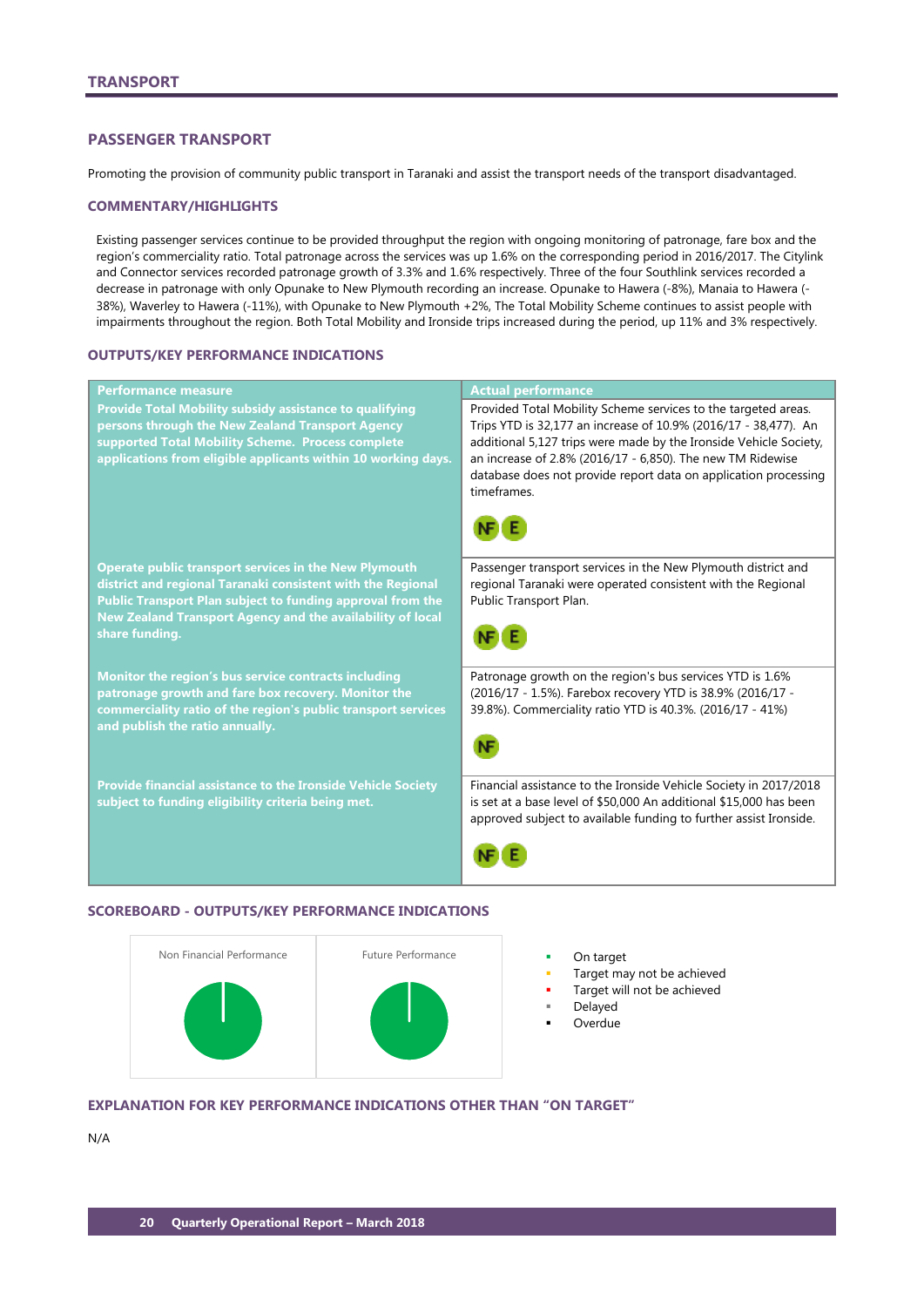# TRANSPORT

## PASSENGER TRANSPORT

Promoting the provision of community public transport in Taranaki and assist the transport needs of the transport disadvantaged.

### COMMENTARY/HIGHLIGHTS

Existing passenger services continue to be provided throughput the region with ongoing monitoring of patronage, fare box and the region's commerciality ratio. Total patronage across the services was up 1.6% on the corresponding period in 2016/2017. The Citylink and Connector services recorded patronage growth of 3.3% and 1.6% respectively. Three of the four Southlink services recorded a decrease in patronage with only Opunake to New Plymouth recording an increase. Opunake to Hawera (-8%), Manaia to Hawera (-38%), Waverley to Hawera (-11%), with Opunake to New Plymouth +2%, The Total Mobility Scheme continues to assist people with impairments throughout the region. Both Total Mobility and Ironside trips increased during the period, up 11% and 3% respectively.

### OUTPUTS/KEY PERFORMANCE INDICATIONS

| Performance measure | Actual performance |
|---|---|
| **Provide Total Mobility subsidy assistance to qualifying persons through the New Zealand Transport Agency supported Total Mobility Scheme. Process complete applications from eligible applicants within 10 working days.** | Provided Total Mobility Scheme services to the targeted areas. Trips YTD is 32,177 an increase of 10.9% (2016/17 - 38,477). An additional 5,127 trips were made by the Ironside Vehicle Society, an increase of 2.8% (2016/17 - 6,850). The new TM Ridewise database does not provide report data on application processing timeframes. NF E |
| **Operate public transport services in the New Plymouth district and regional Taranaki consistent with the Regional Public Transport Plan subject to funding approval from the New Zealand Transport Agency and the availability of local share funding.** | Passenger transport services in the New Plymouth district and regional Taranaki were operated consistent with the Regional Public Transport Plan. NF E |
| **Monitor the region's bus service contracts including patronage growth and fare box recovery. Monitor the commerciality ratio of the region's public transport services and publish the ratio annually.** | Patronage growth on the region's bus services YTD is 1.6% (2016/17 - 1.5%). Farebox recovery YTD is 38.9% (2016/17 - 39.8%). Commerciality ratio YTD is 40.3%. (2016/17 - 41%) NF |
| **Provide financial assistance to the Ironside Vehicle Society subject to funding eligibility criteria being met.** | Financial assistance to the Ironside Vehicle Society in 2017/2018 is set at a base level of $50,000 An additional $15,000 has been approved subject to available funding to further assist Ironside. NF E |

### SCOREBOARD - OUTPUTS/KEY PERFORMANCE INDICATIONS

Non Financial Performance | Future Performance

- On target
- Target may not be achieved
- Target will not be achieved
- Delayed
- Overdue

### EXPLANATION FOR KEY PERFORMANCE INDICATIONS OTHER THAN "ON TARGET"

N/A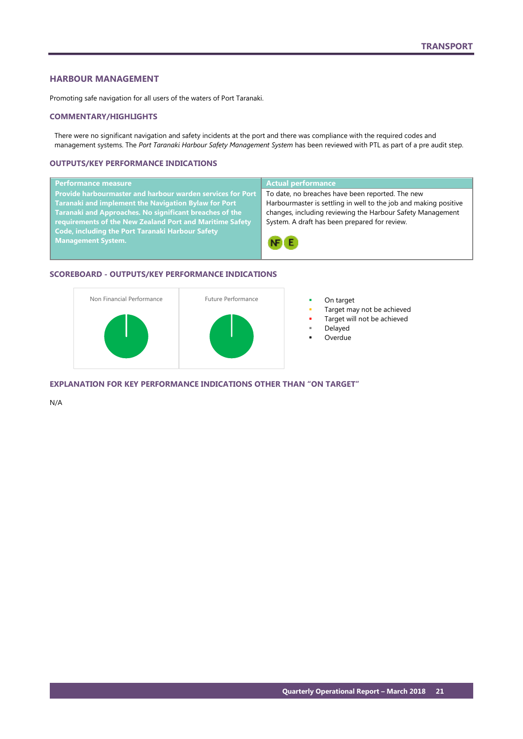## HARBOUR MANAGEMENT

Promoting safe navigation for all users of the waters of Port Taranaki.

### COMMENTARY/HIGHLIGHTS

There were no significant navigation and safety incidents at the port and there was compliance with the required codes and management systems. The *Port Taranaki Harbour Safety Management System* has been reviewed with PTL as part of a pre audit step.

### OUTPUTS/KEY PERFORMANCE INDICATIONS

| Performance measure | Actual performance |
|---|---|
| **Provide harbourmaster and harbour warden services for Port Taranaki and implement the Navigation Bylaw for Port Taranaki and Approaches. No significant breaches of the requirements of the New Zealand Port and Maritime Safety Code, including the Port Taranaki Harbour Safety Management System.** | To date, no breaches have been reported. The new Harbourmaster is settling in well to the job and making positive changes, including reviewing the Harbour Safety Management System. A draft has been prepared for review. NF E |

### SCOREBOARD - OUTPUTS/KEY PERFORMANCE INDICATIONS

Non Financial Performance

Future Performance

- On target
- Target may not be achieved
- Target will not be achieved
- Delayed
- Overdue

### EXPLANATION FOR KEY PERFORMANCE INDICATIONS OTHER THAN "ON TARGET"

N/A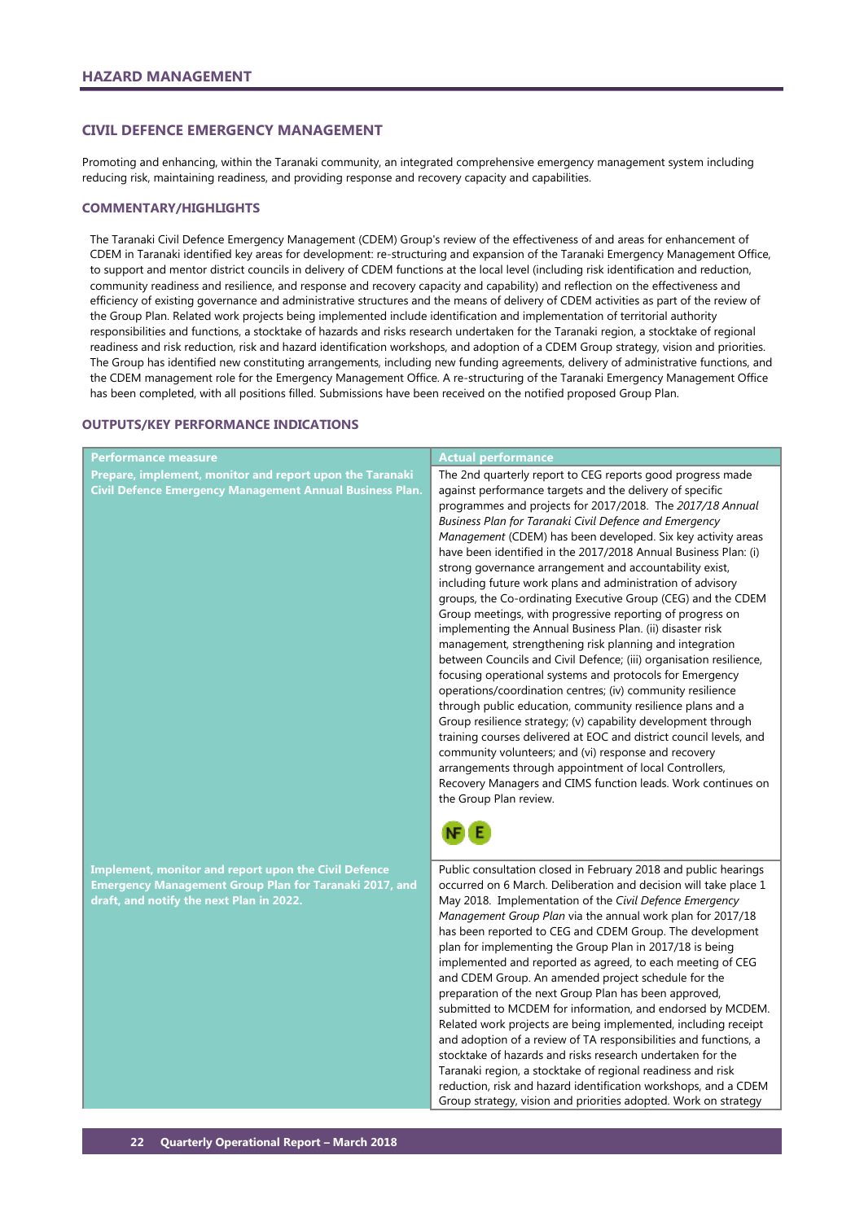## HAZARD MANAGEMENT

### CIVIL DEFENCE EMERGENCY MANAGEMENT

Promoting and enhancing, within the Taranaki community, an integrated comprehensive emergency management system including reducing risk, maintaining readiness, and providing response and recovery capacity and capabilities.

#### COMMENTARY/HIGHLIGHTS

The Taranaki Civil Defence Emergency Management (CDEM) Group's review of the effectiveness of and areas for enhancement of CDEM in Taranaki identified key areas for development: re-structuring and expansion of the Taranaki Emergency Management Office, to support and mentor district councils in delivery of CDEM functions at the local level (including risk identification and reduction, community readiness and resilience, and response and recovery capacity and capability) and reflection on the effectiveness and efficiency of existing governance and administrative structures and the means of delivery of CDEM activities as part of the review of the Group Plan. Related work projects being implemented include identification and implementation of territorial authority responsibilities and functions, a stocktake of hazards and risks research undertaken for the Taranaki region, a stocktake of regional readiness and risk reduction, risk and hazard identification workshops, and adoption of a CDEM Group strategy, vision and priorities. The Group has identified new constituting arrangements, including new funding agreements, delivery of administrative functions, and the CDEM management role for the Emergency Management Office. A re-structuring of the Taranaki Emergency Management Office has been completed, with all positions filled. Submissions have been received on the notified proposed Group Plan.

#### OUTPUTS/KEY PERFORMANCE INDICATIONS

| Performance measure | Actual performance |
| --- | --- |
| **Prepare, implement, monitor and report upon the Taranaki Civil Defence Emergency Management Annual Business Plan.** | The 2nd quarterly report to CEG reports good progress made against performance targets and the delivery of specific programmes and projects for 2017/2018. The *2017/18 Annual Business Plan for Taranaki Civil Defence and Emergency Management* (CDEM) has been developed. Six key activity areas have been identified in the 2017/2018 Annual Business Plan: (i) strong governance arrangement and accountability exist, including future work plans and administration of advisory groups, the Co-ordinating Executive Group (CEG) and the CDEM Group meetings, with progressive reporting of progress on implementing the Annual Business Plan. (ii) disaster risk management, strengthening risk planning and integration between Councils and Civil Defence; (iii) organisation resilience, focusing operational systems and protocols for Emergency operations/coordination centres; (iv) community resilience through public education, community resilience plans and a Group resilience strategy; (v) capability development through training courses delivered at EOC and district council levels, and community volunteers; and (vi) response and recovery arrangements through appointment of local Controllers, Recovery Managers and CIMS function leads. Work continues on the Group Plan review. NF E |
| **Implement, monitor and report upon the Civil Defence Emergency Management Group Plan for Taranaki 2017, and draft, and notify the next Plan in 2022.** | Public consultation closed in February 2018 and public hearings occurred on 6 March. Deliberation and decision will take place 1 May 2018. Implementation of the *Civil Defence Emergency Management Group Plan* via the annual work plan for 2017/18 has been reported to CEG and CDEM Group. The development plan for implementing the Group Plan in 2017/18 is being implemented and reported as agreed, to each meeting of CEG and CDEM Group. An amended project schedule for the preparation of the next Group Plan has been approved, submitted to MCDEM for information, and endorsed by MCDEM. Related work projects are being implemented, including receipt and adoption of a review of TA responsibilities and functions, a stocktake of hazards and risks research undertaken for the Taranaki region, a stocktake of regional readiness and risk reduction, risk and hazard identification workshops, and a CDEM Group strategy, vision and priorities adopted. Work on strategy |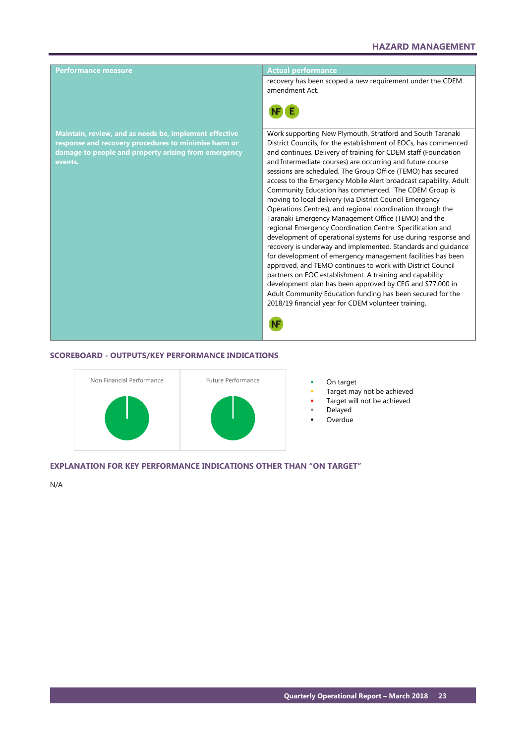| Performance measure | Actual performance |
|---|---|
| | recovery has been scoped a new requirement under the CDEM amendment Act. NF E |
| **Maintain, review, and as needs be, implement effective response and recovery procedures to minimise harm or damage to people and property arising from emergency events.** | Work supporting New Plymouth, Stratford and South Taranaki District Councils, for the establishment of EOCs, has commenced and continues. Delivery of training for CDEM staff (Foundation and Intermediate courses) are occurring and future course sessions are scheduled. The Group Office (TEMO) has secured access to the Emergency Mobile Alert broadcast capability. Adult Community Education has commenced. The CDEM Group is moving to local delivery (via District Council Emergency Operations Centres), and regional coordination through the Taranaki Emergency Management Office (TEMO) and the regional Emergency Coordination Centre. Specification and development of operational systems for use during response and recovery is underway and implemented. Standards and guidance for development of emergency management facilities has been approved, and TEMO continues to work with District Council partners on EOC establishment. A training and capability development plan has been approved by CEG and $77,000 in Adult Community Education funding has been secured for the 2018/19 financial year for CDEM volunteer training. NF |

## SCOREBOARD - OUTPUTS/KEY PERFORMANCE INDICATIONS

Non Financial Performance

Future Performance

- On target
- Target may not be achieved
- Target will not be achieved
- Delayed
- Overdue

## EXPLANATION FOR KEY PERFORMANCE INDICATIONS OTHER THAN "ON TARGET"

N/A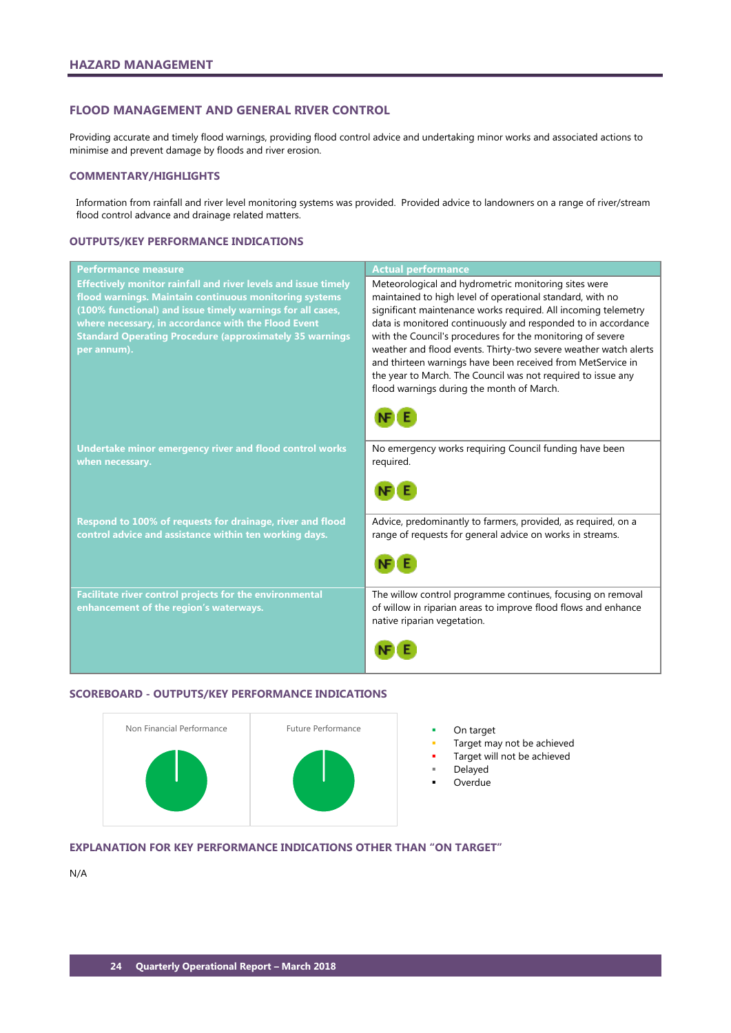## HAZARD MANAGEMENT

### FLOOD MANAGEMENT AND GENERAL RIVER CONTROL

Providing accurate and timely flood warnings, providing flood control advice and undertaking minor works and associated actions to minimise and prevent damage by floods and river erosion.

#### COMMENTARY/HIGHLIGHTS

Information from rainfall and river level monitoring systems was provided. Provided advice to landowners on a range of river/stream flood control advance and drainage related matters.

#### OUTPUTS/KEY PERFORMANCE INDICATIONS

| Performance measure | Actual performance |
|---|---|
| **Effectively monitor rainfall and river levels and issue timely flood warnings. Maintain continuous monitoring systems (100% functional) and issue timely warnings for all cases, where necessary, in accordance with the Flood Event Standard Operating Procedure (approximately 35 warnings per annum).** | Meteorological and hydrometric monitoring sites were maintained to high level of operational standard, with no significant maintenance works required. All incoming telemetry data is monitored continuously and responded to in accordance with the Council's procedures for the monitoring of severe weather and flood events. Thirty-two severe weather watch alerts and thirteen warnings have been received from MetService in the year to March. The Council was not required to issue any flood warnings during the month of March. NF E |
| **Undertake minor emergency river and flood control works when necessary.** | No emergency works requiring Council funding have been required. NF E |
| **Respond to 100% of requests for drainage, river and flood control advice and assistance within ten working days.** | Advice, predominantly to farmers, provided, as required, on a range of requests for general advice on works in streams. NF E |
| **Facilitate river control projects for the environmental enhancement of the region's waterways.** | The willow control programme continues, focusing on removal of willow in riparian areas to improve flood flows and enhance native riparian vegetation. NF E |

#### SCOREBOARD - OUTPUTS/KEY PERFORMANCE INDICATIONS

Non Financial Performance | Future Performance

- On target
- Target may not be achieved
- Target will not be achieved
- Delayed
- Overdue

#### EXPLANATION FOR KEY PERFORMANCE INDICATIONS OTHER THAN "ON TARGET"

N/A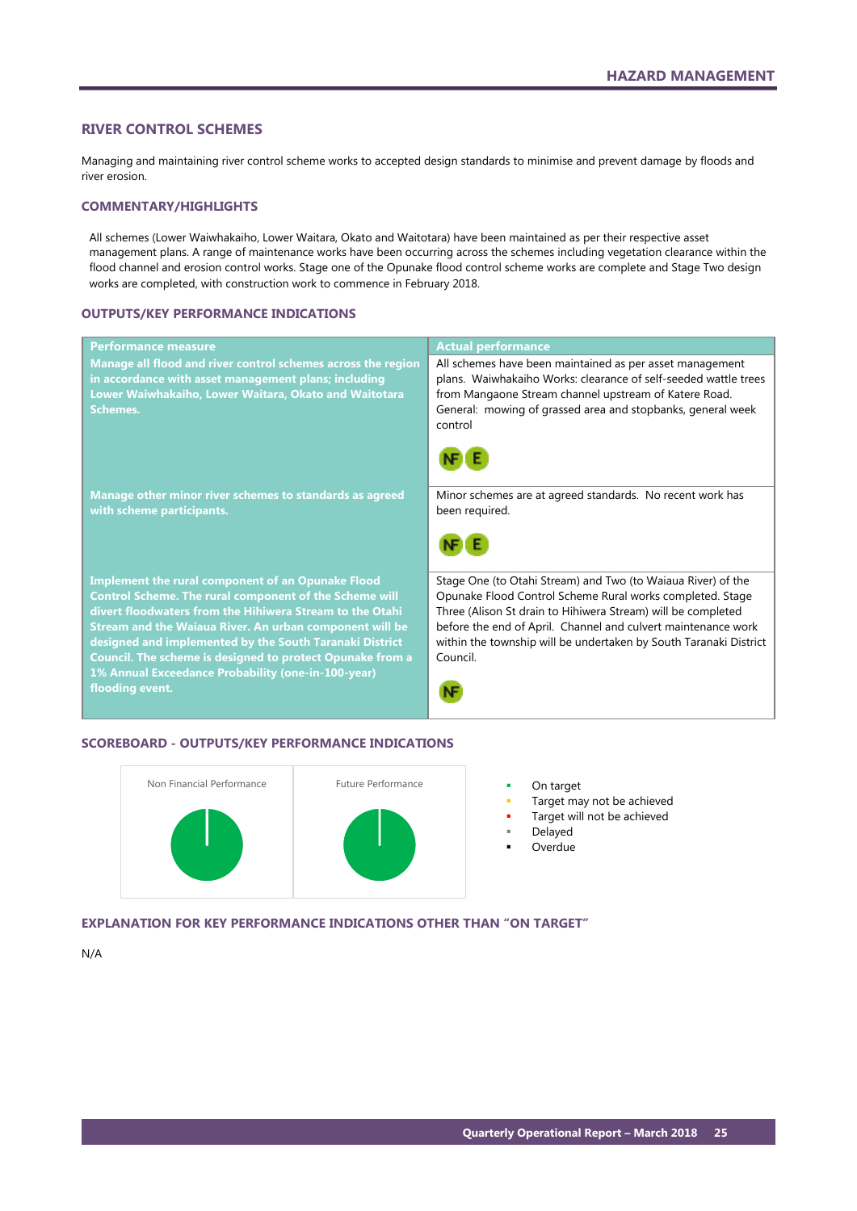## HAZARD MANAGEMENT

### RIVER CONTROL SCHEMES

Managing and maintaining river control scheme works to accepted design standards to minimise and prevent damage by floods and river erosion.

#### COMMENTARY/HIGHLIGHTS

All schemes (Lower Waiwhakaiho, Lower Waitara, Okato and Waitotara) have been maintained as per their respective asset management plans. A range of maintenance works have been occurring across the schemes including vegetation clearance within the flood channel and erosion control works. Stage one of the Opunake flood control scheme works are complete and Stage Two design works are completed, with construction work to commence in February 2018.

#### OUTPUTS/KEY PERFORMANCE INDICATIONS

| Performance measure | Actual performance |
|---|---|
| **Manage all flood and river control schemes across the region in accordance with asset management plans; including Lower Waiwhakaiho, Lower Waitara, Okato and Waitotara Schemes.** | All schemes have been maintained as per asset management plans. Waiwhakaiho Works: clearance of self-seeded wattle trees from Mangaone Stream channel upstream of Katere Road. General: mowing of grassed area and stopbanks, general week control<br><br>NF E |
| **Manage other minor river schemes to standards as agreed with scheme participants.** | Minor schemes are at agreed standards. No recent work has been required.<br><br>NF E |
| **Implement the rural component of an Opunake Flood Control Scheme. The rural component of the Scheme will divert floodwaters from the Hihiwera Stream to the Otahi Stream and the Waiaua River. An urban component will be designed and implemented by the South Taranaki District Council. The scheme is designed to protect Opunake from a 1% Annual Exceedance Probability (one-in-100-year) flooding event.** | Stage One (to Otahi Stream) and Two (to Waiaua River) of the Opunake Flood Control Scheme Rural works completed. Stage Three (Alison St drain to Hihiwera Stream) will be completed before the end of April. Channel and culvert maintenance work within the township will be undertaken by South Taranaki District Council.<br><br>NF |

#### SCOREBOARD - OUTPUTS/KEY PERFORMANCE INDICATIONS

Non Financial Performance

Future Performance

- On target
- Target may not be achieved
- Target will not be achieved
- Delayed
- Overdue

#### EXPLANATION FOR KEY PERFORMANCE INDICATIONS OTHER THAN "ON TARGET"

N/A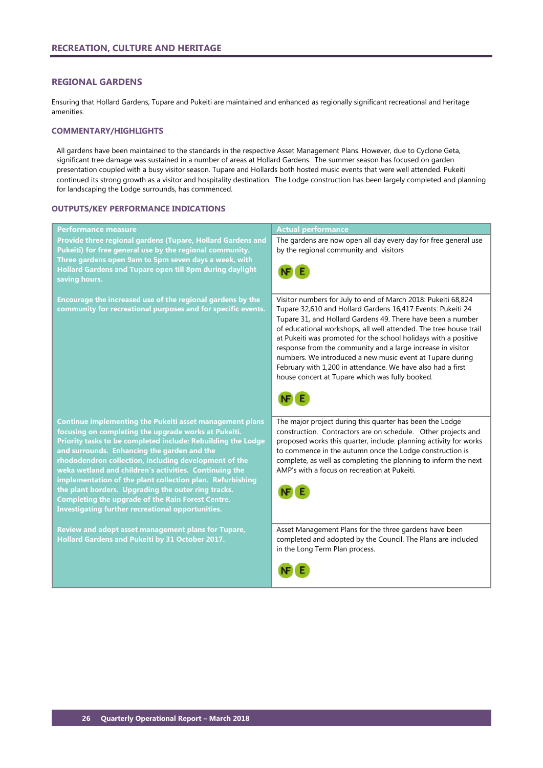## RECREATION, CULTURE AND HERITAGE

### REGIONAL GARDENS

Ensuring that Hollard Gardens, Tupare and Pukeiti are maintained and enhanced as regionally significant recreational and heritage amenities.

### COMMENTARY/HIGHLIGHTS

All gardens have been maintained to the standards in the respective Asset Management Plans. However, due to Cyclone Geta, significant tree damage was sustained in a number of areas at Hollard Gardens. The summer season has focused on garden presentation coupled with a busy visitor season. Tupare and Hollards both hosted music events that were well attended. Pukeiti continued its strong growth as a visitor and hospitality destination. The Lodge construction has been largely completed and planning for landscaping the Lodge surrounds, has commenced.

### OUTPUTS/KEY PERFORMANCE INDICATIONS

| Performance measure | Actual performance |
|---|---|
| **Provide three regional gardens (Tupare, Hollard Gardens and Pukeiti) for free general use by the regional community. Three gardens open 9am to 5pm seven days a week, with Hollard Gardens and Tupare open till 8pm during daylight saving hours.** | The gardens are now open all day every day for free general use by the regional community and visitors<br><br>NF E |
| **Encourage the increased use of the regional gardens by the community for recreational purposes and for specific events.** | Visitor numbers for July to end of March 2018: Pukeiti 68,824 Tupare 32,610 and Hollard Gardens 16,417 Events: Pukeiti 24 Tupare 31, and Hollard Gardens 49. There have been a number of educational workshops, all well attended. The tree house trail at Pukeiti was promoted for the school holidays with a positive response from the community and a large increase in visitor numbers. We introduced a new music event at Tupare during February with 1,200 in attendance. We have also had a first house concert at Tupare which was fully booked.<br><br>NF E |
| **Continue implementing the Pukeiti asset management plans focusing on completing the upgrade works at Pukeiti. Priority tasks to be completed include: Rebuilding the Lodge and surrounds. Enhancing the garden and the rhododendron collection, including development of the weka wetland and children's activities. Continuing the implementation of the plant collection plan. Refurbishing the plant borders. Upgrading the outer ring tracks. Completing the upgrade of the Rain Forest Centre. Investigating further recreational opportunities.** | The major project during this quarter has been the Lodge construction. Contractors are on schedule. Other projects and proposed works this quarter, include: planning activity for works to commence in the autumn once the Lodge construction is complete, as well as completing the planning to inform the next AMP's with a focus on recreation at Pukeiti.<br><br>NF E |
| **Review and adopt asset management plans for Tupare, Hollard Gardens and Pukeiti by 31 October 2017.** | Asset Management Plans for the three gardens have been completed and adopted by the Council. The Plans are included in the Long Term Plan process.<br><br>NF E |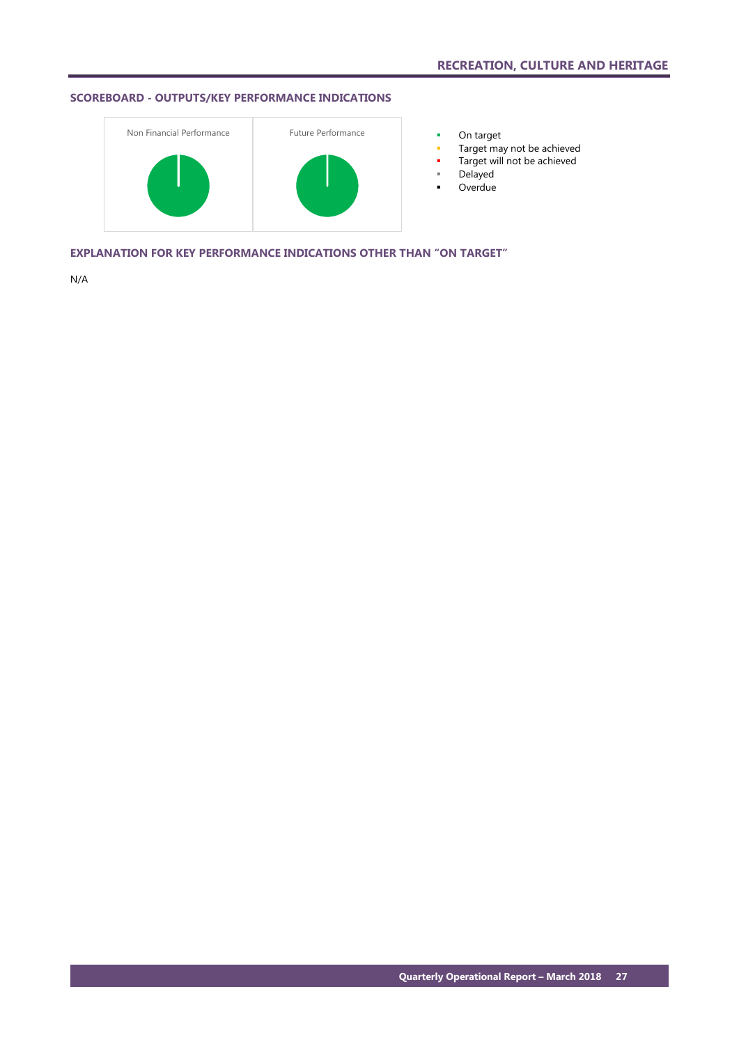# RECREATION, CULTURE AND HERITAGE

## SCOREBOARD - OUTPUTS/KEY PERFORMANCE INDICATIONS

Non Financial Performance

Future Performance

- On target
- Target may not be achieved
- Target will not be achieved
- Delayed
- Overdue

## EXPLANATION FOR KEY PERFORMANCE INDICATIONS OTHER THAN "ON TARGET"

N/A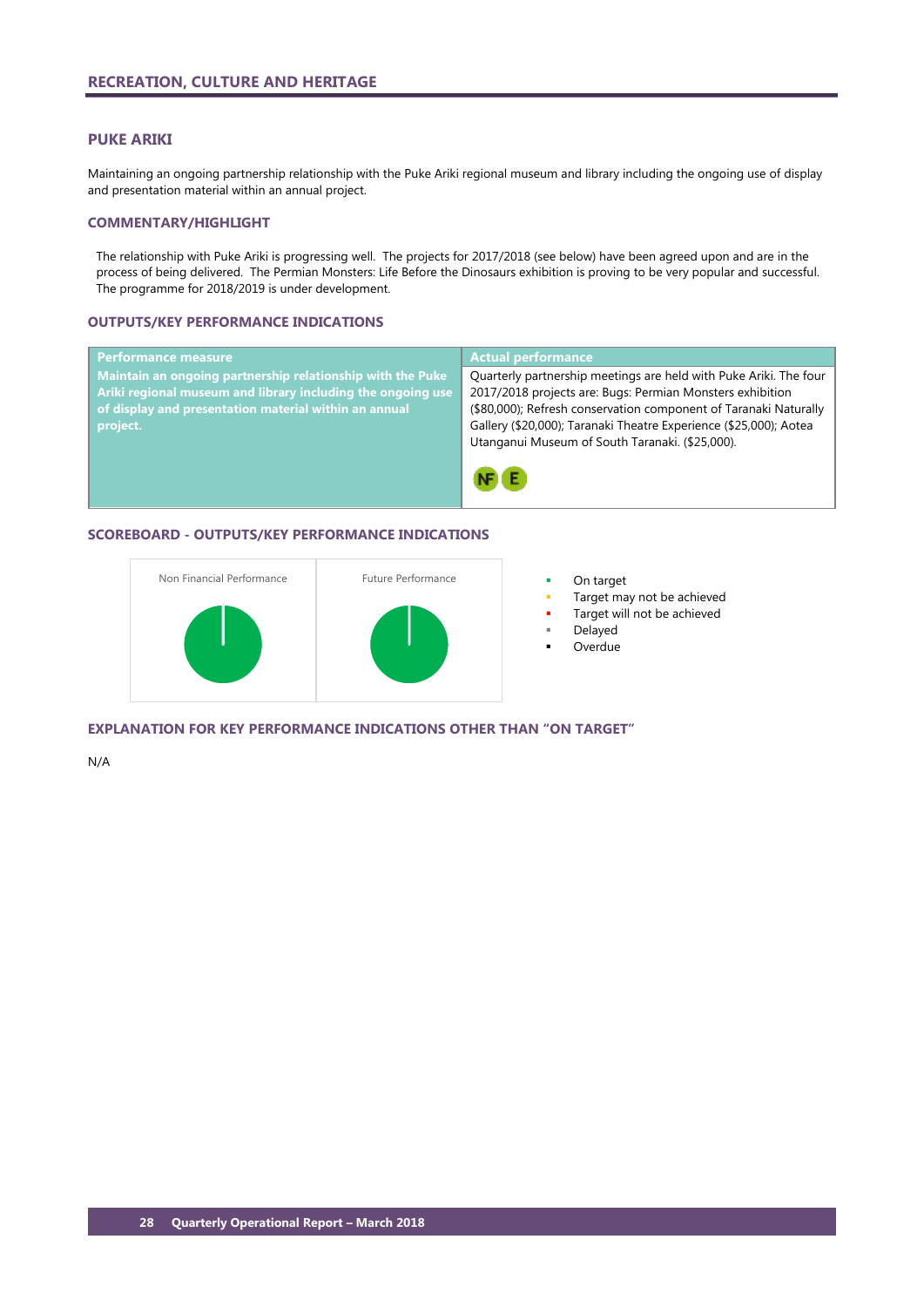## RECREATION, CULTURE AND HERITAGE

### PUKE ARIKI

Maintaining an ongoing partnership relationship with the Puke Ariki regional museum and library including the ongoing use of display and presentation material within an annual project.

### COMMENTARY/HIGHLIGHT

The relationship with Puke Ariki is progressing well. The projects for 2017/2018 (see below) have been agreed upon and are in the process of being delivered. The Permian Monsters: Life Before the Dinosaurs exhibition is proving to be very popular and successful. The programme for 2018/2019 is under development.

### OUTPUTS/KEY PERFORMANCE INDICATIONS

| Performance measure | Actual performance |
|---|---|
| **Maintain an ongoing partnership relationship with the Puke Ariki regional museum and library including the ongoing use of display and presentation material within an annual project.** | Quarterly partnership meetings are held with Puke Ariki. The four 2017/2018 projects are: Bugs: Permian Monsters exhibition ($80,000); Refresh conservation component of Taranaki Naturally Gallery ($20,000); Taranaki Theatre Experience ($25,000); Aotea Utanganui Museum of South Taranaki. ($25,000). NF E |

### SCOREBOARD - OUTPUTS/KEY PERFORMANCE INDICATIONS

Non Financial Performance

Future Performance

- On target
- Target may not be achieved
- Target will not be achieved
- Delayed
- Overdue

### EXPLANATION FOR KEY PERFORMANCE INDICATIONS OTHER THAN "ON TARGET"

N/A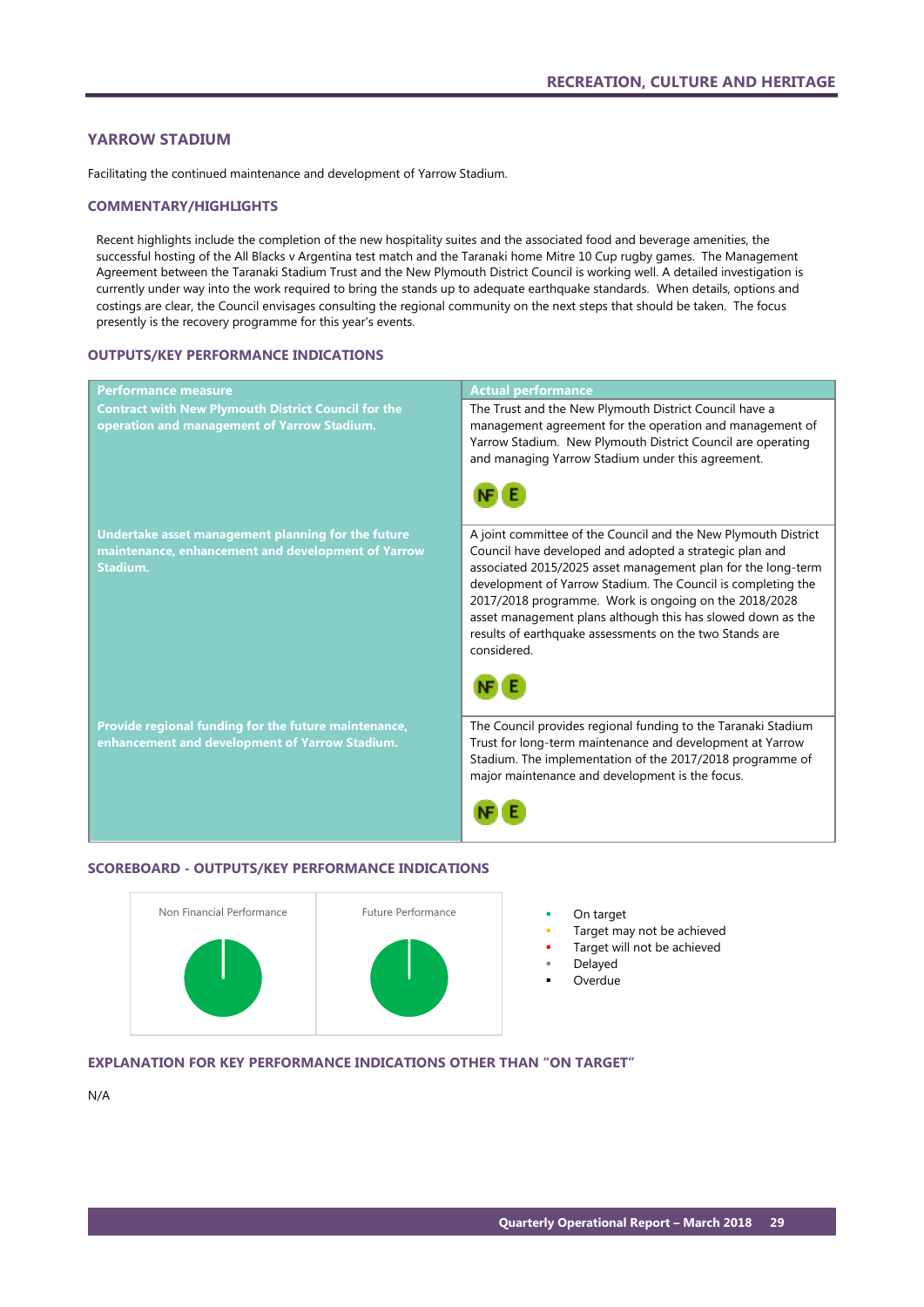## YARROW STADIUM

Facilitating the continued maintenance and development of Yarrow Stadium.

### COMMENTARY/HIGHLIGHTS

Recent highlights include the completion of the new hospitality suites and the associated food and beverage amenities, the successful hosting of the All Blacks v Argentina test match and the Taranaki home Mitre 10 Cup rugby games. The Management Agreement between the Taranaki Stadium Trust and the New Plymouth District Council is working well. A detailed investigation is currently under way into the work required to bring the stands up to adequate earthquake standards. When details, options and costings are clear, the Council envisages consulting the regional community on the next steps that should be taken. The focus presently is the recovery programme for this year's events.

### OUTPUTS/KEY PERFORMANCE INDICATIONS

| Performance measure | Actual performance |
|---|---|
| **Contract with New Plymouth District Council for the operation and management of Yarrow Stadium.** | The Trust and the New Plymouth District Council have a management agreement for the operation and management of Yarrow Stadium. New Plymouth District Council are operating and managing Yarrow Stadium under this agreement. NF E |
| **Undertake asset management planning for the future maintenance, enhancement and development of Yarrow Stadium.** | A joint committee of the Council and the New Plymouth District Council have developed and adopted a strategic plan and associated 2015/2025 asset management plan for the long-term development of Yarrow Stadium. The Council is completing the 2017/2018 programme. Work is ongoing on the 2018/2028 asset management plans although this has slowed down as the results of earthquake assessments on the two Stands are considered. NF E |
| **Provide regional funding for the future maintenance, enhancement and development of Yarrow Stadium.** | The Council provides regional funding to the Taranaki Stadium Trust for long-term maintenance and development at Yarrow Stadium. The implementation of the 2017/2018 programme of major maintenance and development is the focus. NF E |

### SCOREBOARD - OUTPUTS/KEY PERFORMANCE INDICATIONS

Non Financial Performance | Future Performance

- On target
- Target may not be achieved
- Target will not be achieved
- Delayed
- Overdue

### EXPLANATION FOR KEY PERFORMANCE INDICATIONS OTHER THAN "ON TARGET"

N/A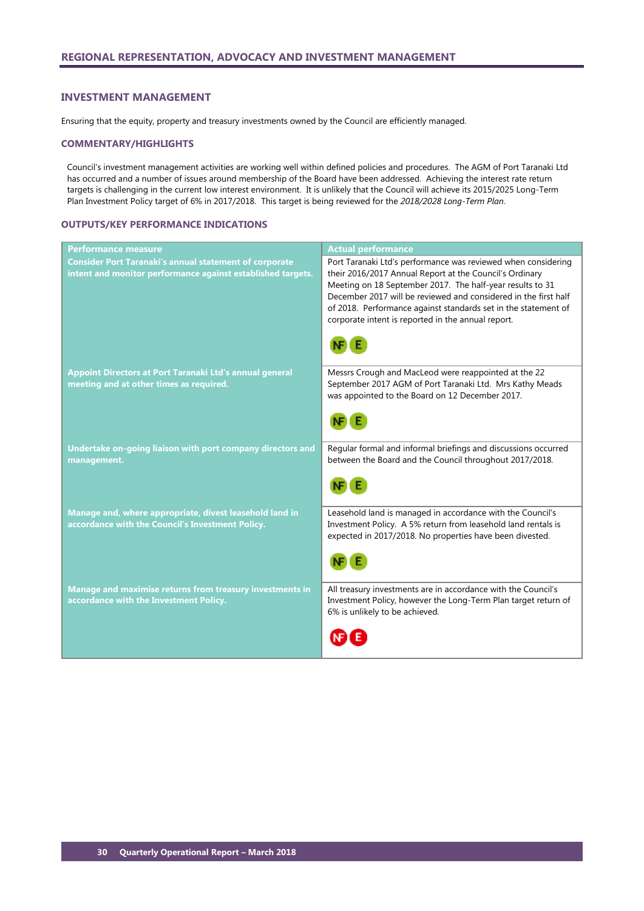## REGIONAL REPRESENTATION, ADVOCACY AND INVESTMENT MANAGEMENT

### INVESTMENT MANAGEMENT

Ensuring that the equity, property and treasury investments owned by the Council are efficiently managed.

#### COMMENTARY/HIGHLIGHTS

Council's investment management activities are working well within defined policies and procedures. The AGM of Port Taranaki Ltd has occurred and a number of issues around membership of the Board have been addressed. Achieving the interest rate return targets is challenging in the current low interest environment. It is unlikely that the Council will achieve its 2015/2025 Long-Term Plan Investment Policy target of 6% in 2017/2018. This target is being reviewed for the *2018/2028 Long-Term Plan*.

#### OUTPUTS/KEY PERFORMANCE INDICATIONS

| Performance measure | Actual performance |
|---|---|
| **Consider Port Taranaki's annual statement of corporate intent and monitor performance against established targets.** | Port Taranaki Ltd's performance was reviewed when considering their 2016/2017 Annual Report at the Council's Ordinary Meeting on 18 September 2017. The half-year results to 31 December 2017 will be reviewed and considered in the first half of 2018. Performance against standards set in the statement of corporate intent is reported in the annual report. NF E |
| **Appoint Directors at Port Taranaki Ltd's annual general meeting and at other times as required.** | Messrs Crough and MacLeod were reappointed at the 22 September 2017 AGM of Port Taranaki Ltd. Mrs Kathy Meads was appointed to the Board on 12 December 2017. NF E |
| **Undertake on-going liaison with port company directors and management.** | Regular formal and informal briefings and discussions occurred between the Board and the Council throughout 2017/2018. NF E |
| **Manage and, where appropriate, divest leasehold land in accordance with the Council's Investment Policy.** | Leasehold land is managed in accordance with the Council's Investment Policy. A 5% return from leasehold land rentals is expected in 2017/2018. No properties have been divested. NF E |
| **Manage and maximise returns from treasury investments in accordance with the Investment Policy.** | All treasury investments are in accordance with the Council's Investment Policy, however the Long-Term Plan target return of 6% is unlikely to be achieved. NF E |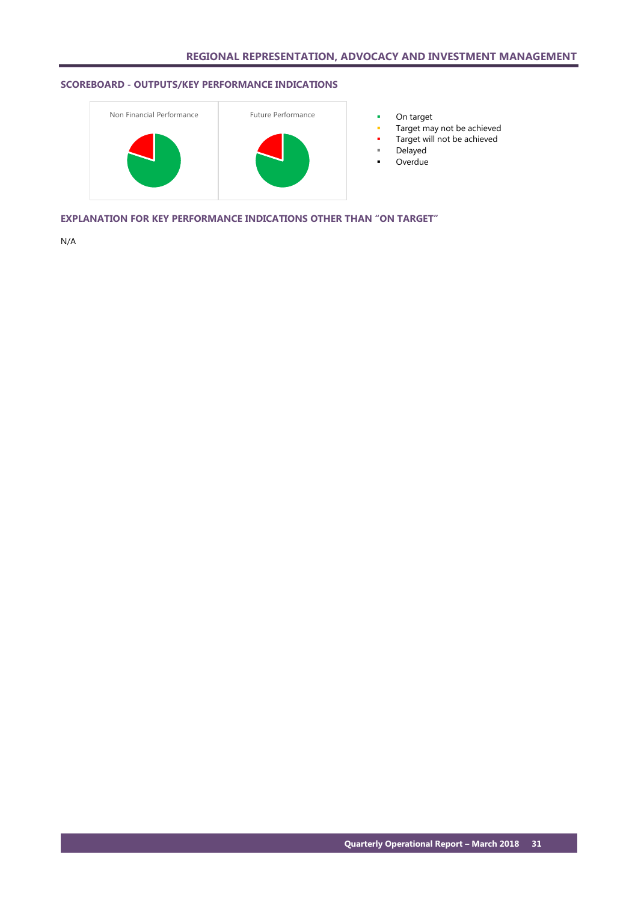# REGIONAL REPRESENTATION, ADVOCACY AND INVESTMENT MANAGEMENT

## SCOREBOARD - OUTPUTS/KEY PERFORMANCE INDICATIONS

Non Financial Performance

Future Performance

- On target
- Target may not be achieved
- Target will not be achieved
- Delayed
- Overdue

## EXPLANATION FOR KEY PERFORMANCE INDICATIONS OTHER THAN "ON TARGET"

N/A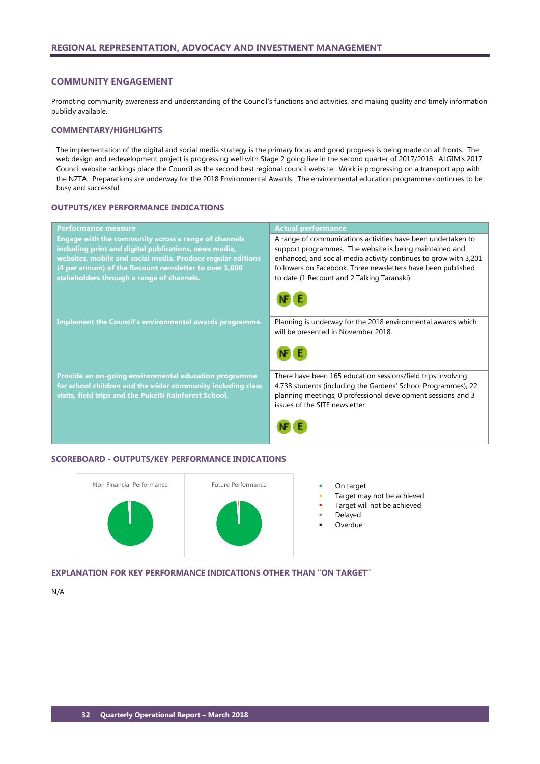## REGIONAL REPRESENTATION, ADVOCACY AND INVESTMENT MANAGEMENT

### COMMUNITY ENGAGEMENT

Promoting community awareness and understanding of the Council's functions and activities, and making quality and timely information publicly available.

#### COMMENTARY/HIGHLIGHTS

The implementation of the digital and social media strategy is the primary focus and good progress is being made on all fronts. The web design and redevelopment project is progressing well with Stage 2 going live in the second quarter of 2017/2018. ALGIM's 2017 Council website rankings place the Council as the second best regional council website. Work is progressing on a transport app with the NZTA. Preparations are underway for the 2018 Environmental Awards. The environmental education programme continues to be busy and successful.

#### OUTPUTS/KEY PERFORMANCE INDICATIONS

| Performance measure | Actual performance |
|---|---|
| **Engage with the community across a range of channels including print and digital publications, news media, websites, mobile and social media. Produce regular editions (4 per annum) of the Recount newsletter to over 1,000 stakeholders through a range of channels.** | A range of communications activities have been undertaken to support programmes. The website is being maintained and enhanced, and social media activity continues to grow with 3,201 followers on Facebook. Three newsletters have been published to date (1 Recount and 2 Talking Taranaki). NF E |
| **Implement the Council's environmental awards programme.** | Planning is underway for the 2018 environmental awards which will be presented in November 2018. NF E |
| **Provide an on-going environmental education programme for school children and the wider community including class visits, field trips and the Pukeiti Rainforest School.** | There have been 165 education sessions/field trips involving 4,738 students (including the Gardens' School Programmes), 22 planning meetings, 0 professional development sessions and 3 issues of the SITE newsletter. NF E |

#### SCOREBOARD - OUTPUTS/KEY PERFORMANCE INDICATIONS

Non Financial Performance | Future Performance

- On target
- Target may not be achieved
- Target will not be achieved
- Delayed
- Overdue

#### EXPLANATION FOR KEY PERFORMANCE INDICATIONS OTHER THAN "ON TARGET"

N/A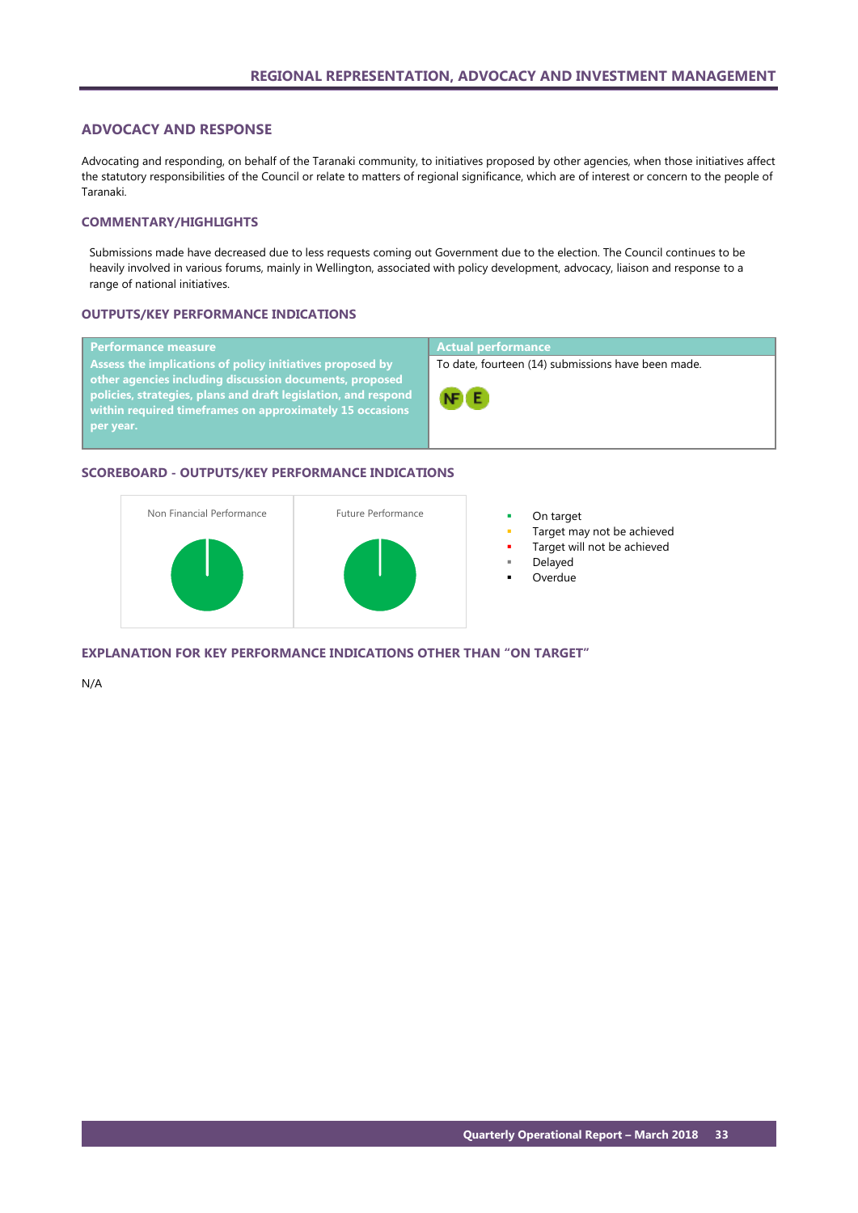## ADVOCACY AND RESPONSE

Advocating and responding, on behalf of the Taranaki community, to initiatives proposed by other agencies, when those initiatives affect the statutory responsibilities of the Council or relate to matters of regional significance, which are of interest or concern to the people of Taranaki.

### COMMENTARY/HIGHLIGHTS

Submissions made have decreased due to less requests coming out Government due to the election. The Council continues to be heavily involved in various forums, mainly in Wellington, associated with policy development, advocacy, liaison and response to a range of national initiatives.

### OUTPUTS/KEY PERFORMANCE INDICATIONS

| Performance measure | Actual performance |
|---|---|
| **Assess the implications of policy initiatives proposed by other agencies including discussion documents, proposed policies, strategies, plans and draft legislation, and respond within required timeframes on approximately 15 occasions per year.** | To date, fourteen (14) submissions have been made. NF E |

### SCOREBOARD - OUTPUTS/KEY PERFORMANCE INDICATIONS

Non Financial Performance | Future Performance

- On target
- Target may not be achieved
- Target will not be achieved
- Delayed
- Overdue

### EXPLANATION FOR KEY PERFORMANCE INDICATIONS OTHER THAN "ON TARGET"

N/A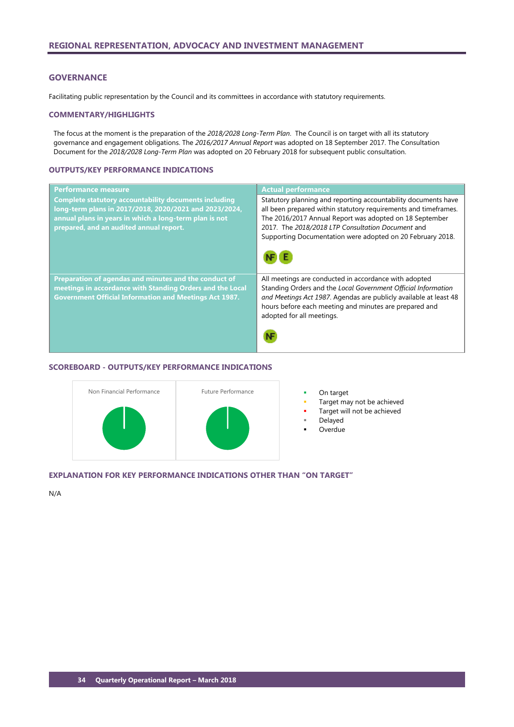## REGIONAL REPRESENTATION, ADVOCACY AND INVESTMENT MANAGEMENT

### GOVERNANCE

Facilitating public representation by the Council and its committees in accordance with statutory requirements.

#### COMMENTARY/HIGHLIGHTS

The focus at the moment is the preparation of the *2018/2028 Long-Term Plan*. The Council is on target with all its statutory governance and engagement obligations. The *2016/2017 Annual Report* was adopted on 18 September 2017. The Consultation Document for the *2018/2028 Long-Term Plan* was adopted on 20 February 2018 for subsequent public consultation.

#### OUTPUTS/KEY PERFORMANCE INDICATIONS

| Performance measure | Actual performance |
|---|---|
| **Complete statutory accountability documents including long-term plans in 2017/2018, 2020/2021 and 2023/2024, annual plans in years in which a long-term plan is not prepared, and an audited annual report.** | Statutory planning and reporting accountability documents have all been prepared within statutory requirements and timeframes. The 2016/2017 Annual Report was adopted on 18 September 2017. The *2018/2018 LTP Consultation Document* and Supporting Documentation were adopted on 20 February 2018. NF E |
| **Preparation of agendas and minutes and the conduct of meetings in accordance with Standing Orders and the Local Government Official Information and Meetings Act 1987.** | All meetings are conducted in accordance with adopted Standing Orders and the *Local Government Official Information and Meetings Act 1987*. Agendas are publicly available at least 48 hours before each meeting and minutes are prepared and adopted for all meetings. NF |

#### SCOREBOARD - OUTPUTS/KEY PERFORMANCE INDICATIONS

Non Financial Performance

Future Performance

- On target
- Target may not be achieved
- Target will not be achieved
- Delayed
- Overdue

#### EXPLANATION FOR KEY PERFORMANCE INDICATIONS OTHER THAN "ON TARGET"

N/A